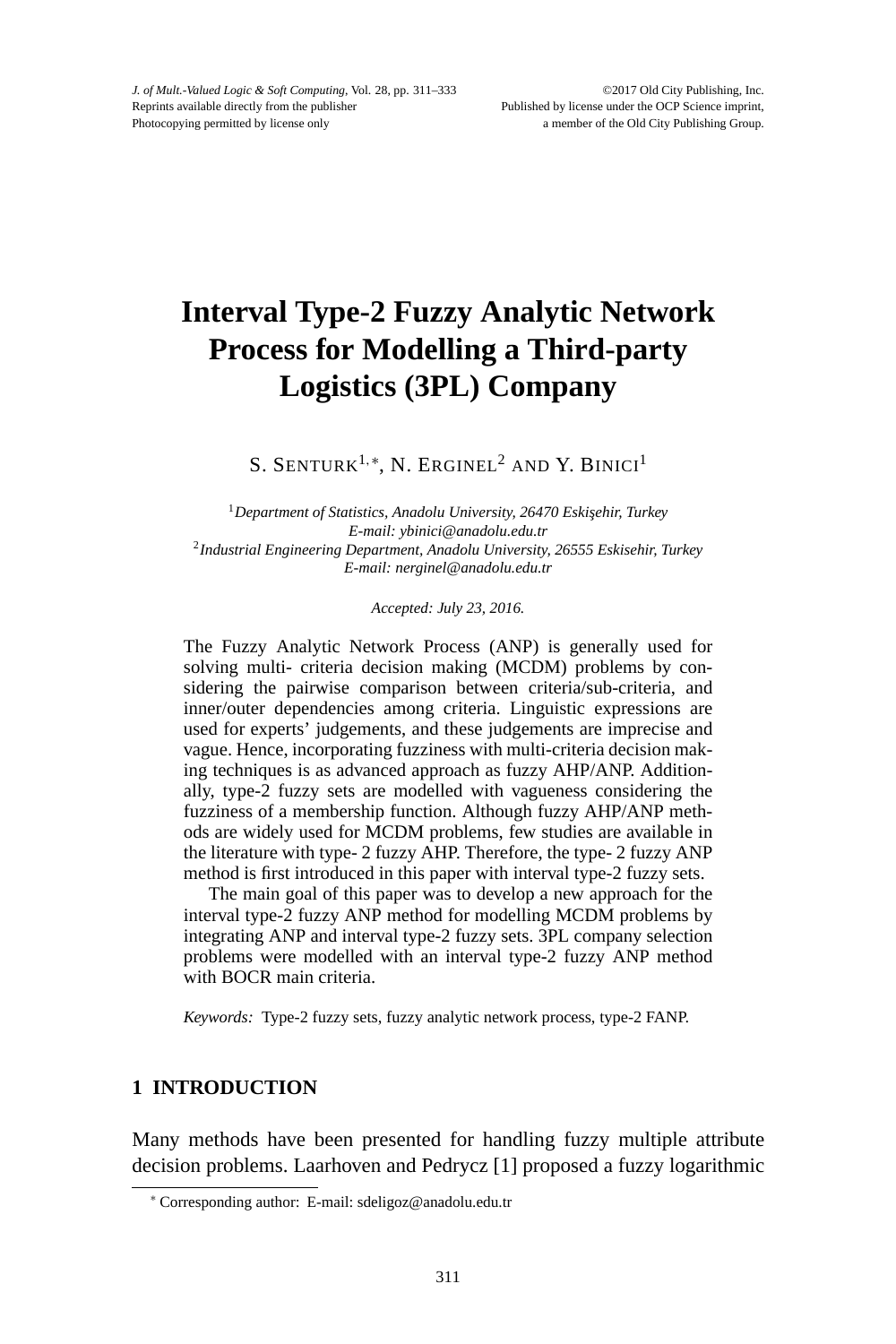# Interval Type-2 Fuzzy Analytic Network Process for Modelling a Third-party Logistics (3PL) Company

S. Senturk[1,*], N. Erginel[2] and Y. Binici[1]

[1]*Department of Statistics, Anadolu University, 26470 Eskişehir, Turkey*
*E-mail: ybinici@anadolu.edu.tr*
[2]*Industrial Engineering Department, Anadolu University, 26555 Eskisehir, Turkey*
*E-mail: nerginel@anadolu.edu.tr*

*Accepted: July 23, 2016.*

The Fuzzy Analytic Network Process (ANP) is generally used for solving multi- criteria decision making (MCDM) problems by considering the pairwise comparison between criteria/sub-criteria, and inner/outer dependencies among criteria. Linguistic expressions are used for experts' judgements, and these judgements are imprecise and vague. Hence, incorporating fuzziness with multi-criteria decision making techniques is as advanced approach as fuzzy AHP/ANP. Additionally, type-2 fuzzy sets are modelled with vagueness considering the fuzziness of a membership function. Although fuzzy AHP/ANP methods are widely used for MCDM problems, few studies are available in the literature with type- 2 fuzzy AHP. Therefore, the type- 2 fuzzy ANP method is first introduced in this paper with interval type-2 fuzzy sets.

The main goal of this paper was to develop a new approach for the interval type-2 fuzzy ANP method for modelling MCDM problems by integrating ANP and interval type-2 fuzzy sets. 3PL company selection problems were modelled with an interval type-2 fuzzy ANP method with BOCR main criteria.

*Keywords:* Type-2 fuzzy sets, fuzzy analytic network process, type-2 FANP.

## 1 INTRODUCTION

Many methods have been presented for handling fuzzy multiple attribute decision problems. Laarhoven and Pedrycz [1] proposed a fuzzy logarithmic

[*] Corresponding author: E-mail: sdeligoz@anadolu.edu.tr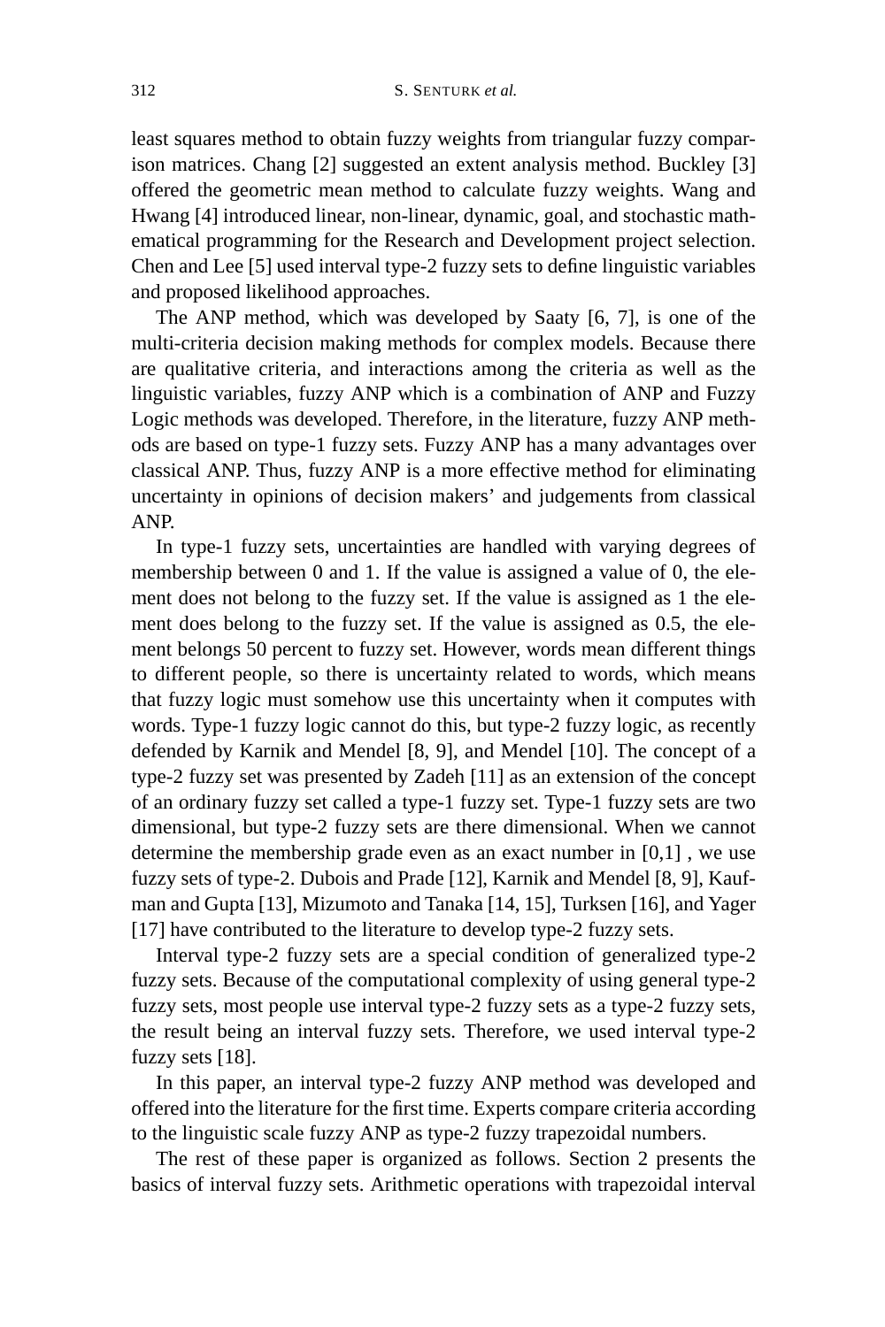least squares method to obtain fuzzy weights from triangular fuzzy comparison matrices. Chang [2] suggested an extent analysis method. Buckley [3] offered the geometric mean method to calculate fuzzy weights. Wang and Hwang [4] introduced linear, non-linear, dynamic, goal, and stochastic mathematical programming for the Research and Development project selection. Chen and Lee [5] used interval type-2 fuzzy sets to define linguistic variables and proposed likelihood approaches.

The ANP method, which was developed by Saaty [6, 7], is one of the multi-criteria decision making methods for complex models. Because there are qualitative criteria, and interactions among the criteria as well as the linguistic variables, fuzzy ANP which is a combination of ANP and Fuzzy Logic methods was developed. Therefore, in the literature, fuzzy ANP methods are based on type-1 fuzzy sets. Fuzzy ANP has a many advantages over classical ANP. Thus, fuzzy ANP is a more effective method for eliminating uncertainty in opinions of decision makers' and judgements from classical ANP.

In type-1 fuzzy sets, uncertainties are handled with varying degrees of membership between 0 and 1. If the value is assigned a value of 0, the element does not belong to the fuzzy set. If the value is assigned as 1 the element does belong to the fuzzy set. If the value is assigned as 0.5, the element belongs 50 percent to fuzzy set. However, words mean different things to different people, so there is uncertainty related to words, which means that fuzzy logic must somehow use this uncertainty when it computes with words. Type-1 fuzzy logic cannot do this, but type-2 fuzzy logic, as recently defended by Karnik and Mendel [8, 9], and Mendel [10]. The concept of a type-2 fuzzy set was presented by Zadeh [11] as an extension of the concept of an ordinary fuzzy set called a type-1 fuzzy set. Type-1 fuzzy sets are two dimensional, but type-2 fuzzy sets are there dimensional. When we cannot determine the membership grade even as an exact number in [0,1] , we use fuzzy sets of type-2. Dubois and Prade [12], Karnik and Mendel [8, 9], Kaufman and Gupta [13], Mizumoto and Tanaka [14, 15], Turksen [16], and Yager [17] have contributed to the literature to develop type-2 fuzzy sets.

Interval type-2 fuzzy sets are a special condition of generalized type-2 fuzzy sets. Because of the computational complexity of using general type-2 fuzzy sets, most people use interval type-2 fuzzy sets as a type-2 fuzzy sets, the result being an interval fuzzy sets. Therefore, we used interval type-2 fuzzy sets [18].

In this paper, an interval type-2 fuzzy ANP method was developed and offered into the literature for the first time. Experts compare criteria according to the linguistic scale fuzzy ANP as type-2 fuzzy trapezoidal numbers.

The rest of these paper is organized as follows. Section 2 presents the basics of interval fuzzy sets. Arithmetic operations with trapezoidal interval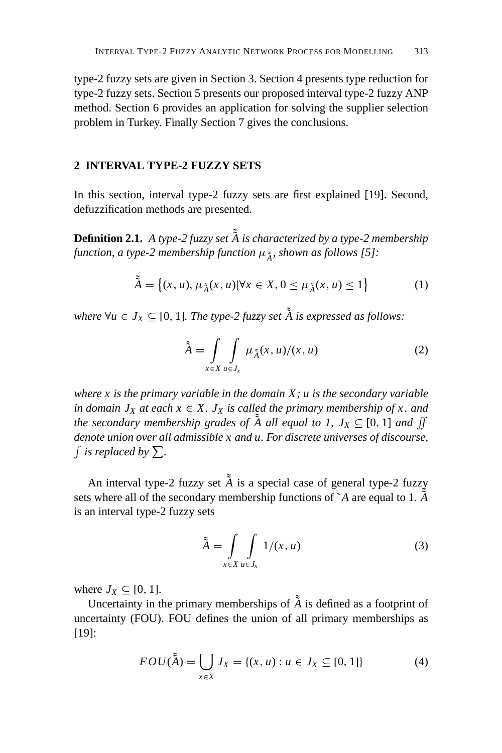type-2 fuzzy sets are given in Section 3. Section 4 presents type reduction for type-2 fuzzy sets. Section 5 presents our proposed interval type-2 fuzzy ANP method. Section 6 provides an application for solving the supplier selection problem in Turkey. Finally Section 7 gives the conclusions.

## 2 INTERVAL TYPE-2 FUZZY SETS

In this section, interval type-2 fuzzy sets are first explained [19]. Second, defuzzification methods are presented.

**Definition 2.1.** *A type-2 fuzzy set $\tilde{\tilde{A}}$ is characterized by a type-2 membership function, a type-2 membership function $\mu_{\tilde{\tilde{A}}}$, shown as follows [5]:*

$$\tilde{\tilde{A}} = \left\{(x, u), \mu_{\tilde{\tilde{A}}}(x, u) | \forall x \in X, 0 \leq \mu_{\tilde{\tilde{A}}}(x, u) \leq 1\right\} \tag{1}$$

*where $\forall u \in J_X \subseteq [0, 1]$. The type-2 fuzzy set $\tilde{\tilde{A}}$ is expressed as follows:*

$$\tilde{\tilde{A}} = \int_{x \in X} \int_{u \in J_x} \mu_{\tilde{\tilde{A}}}(x, u)/(x, u) \tag{2}$$

*where $x$ is the primary variable in the domain $X$; $u$ is the secondary variable in domain $J_X$ at each $x \in X$. $J_X$ is called the primary membership of $x$, and the secondary membership grades of $\tilde{\tilde{A}}$ all equal to 1, $J_X \subseteq [0, 1]$ and $\iint$ denote union over all admissible $x$ and $u$. For discrete universes of discourse, $\int$ is replaced by $\sum$.*

An interval type-2 fuzzy set $\tilde{\tilde{A}}$ is a special case of general type-2 fuzzy sets where all of the secondary membership functions of $\tilde{A}$ are equal to 1. $\tilde{\tilde{A}}$ is an interval type-2 fuzzy sets

$$\tilde{\tilde{A}} = \int_{x \in X} \int_{u \in J_x} 1/(x, u) \tag{3}$$

where $J_X \subseteq [0, 1]$.

Uncertainty in the primary memberships of $\tilde{\tilde{A}}$ is defined as a footprint of uncertainty (FOU). FOU defines the union of all primary memberships as [19]:

$$FOU(\tilde{\tilde{A}}) = \bigcup_{x \in X} J_X = \{(x, u) : u \in J_X \subseteq [0, 1]\} \tag{4}$$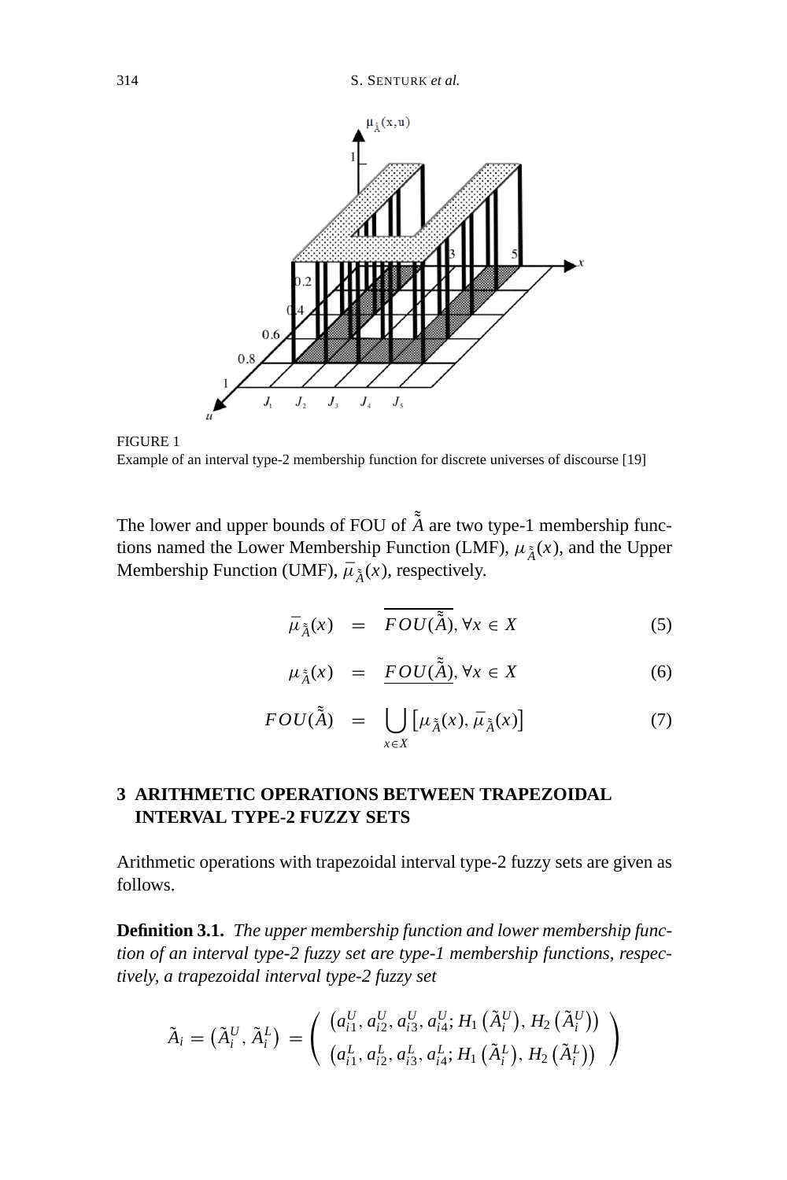FIGURE 1
Example of an interval type-2 membership function for discrete universes of discourse [19]

The lower and upper bounds of FOU of $\tilde{\tilde{A}}$ are two type-1 membership functions named the Lower Membership Function (LMF), $\underline{\mu}_{\tilde{\tilde{A}}}(x)$, and the Upper Membership Function (UMF), $\bar{\mu}_{\tilde{\tilde{A}}}(x)$, respectively.

$$\bar{\mu}_{\tilde{\tilde{A}}}(x) = \overline{FOU(\tilde{\tilde{A}})}, \forall x \in X \tag{5}$$

$$\underline{\mu}_{\tilde{\tilde{A}}}(x) = \underline{FOU(\tilde{\tilde{A}})}, \forall x \in X \tag{6}$$

$$FOU(\tilde{\tilde{A}}) = \bigcup_{x \in X} \left[\underline{\mu}_{\tilde{\tilde{A}}}(x), \bar{\mu}_{\tilde{\tilde{A}}}(x)\right] \tag{7}$$

## 3 ARITHMETIC OPERATIONS BETWEEN TRAPEZOIDAL INTERVAL TYPE-2 FUZZY SETS

Arithmetic operations with trapezoidal interval type-2 fuzzy sets are given as follows.

**Definition 3.1.** *The upper membership function and lower membership function of an interval type-2 fuzzy set are type-1 membership functions, respectively, a trapezoidal interval type-2 fuzzy set*

$$\tilde{A}_i = \left(\tilde{A}_i^U, \tilde{A}_i^L\right) = \begin{pmatrix} \left(a_{i1}^U, a_{i2}^U, a_{i3}^U, a_{i4}^U; H_1\left(\tilde{A}_i^U\right), H_2\left(\tilde{A}_i^U\right)\right) \\ \left(a_{i1}^L, a_{i2}^L, a_{i3}^L, a_{i4}^L; H_1\left(\tilde{A}_i^L\right), H_2\left(\tilde{A}_i^L\right)\right) \end{pmatrix}$$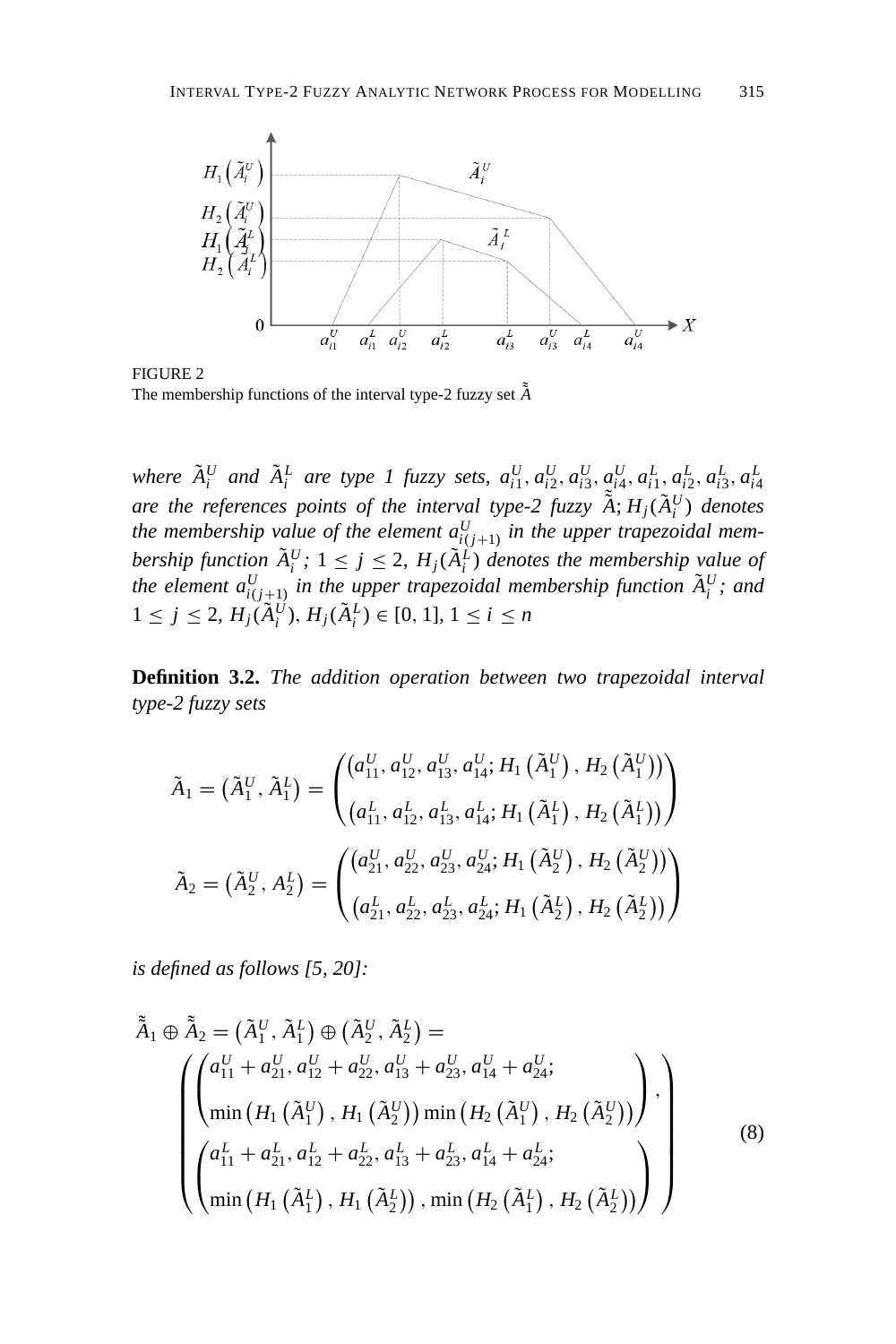FIGURE 2
The membership functions of the interval type-2 fuzzy set $\tilde{\tilde{A}}$

*where $\tilde{A}_i^U$ and $\tilde{A}_i^L$ are type 1 fuzzy sets, $a_{i1}^U, a_{i2}^U, a_{i3}^U, a_{i4}^U, a_{i1}^L, a_{i2}^L, a_{i3}^L, a_{i4}^L$ are the references points of the interval type-2 fuzzy $\tilde{\tilde{A}}$; $H_j(\tilde{A}_i^U)$ denotes the membership value of the element $a_{i(j+1)}^U$ in the upper trapezoidal membership function $\tilde{A}_i^U$; $1 \leq j \leq 2$, $H_j(\tilde{A}_i^L)$ denotes the membership value of the element $a_{i(j+1)}^U$ in the upper trapezoidal membership function $\tilde{A}_i^U$; and $1 \leq j \leq 2$, $H_j(\tilde{A}_i^U), H_j(\tilde{A}_i^L) \in [0, 1]$, $1 \leq i \leq n$*

**Definition 3.2.** *The addition operation between two trapezoidal interval type-2 fuzzy sets*

$$\tilde{A}_1 = \left(\tilde{A}_1^U, \tilde{A}_1^L\right) = \begin{pmatrix} \left(a_{11}^U, a_{12}^U, a_{13}^U, a_{14}^U; H_1\left(\tilde{A}_1^U\right), H_2\left(\tilde{A}_1^U\right)\right) \\ \left(a_{11}^L, a_{12}^L, a_{13}^L, a_{14}^L; H_1\left(\tilde{A}_1^L\right), H_2\left(\tilde{A}_1^L\right)\right) \end{pmatrix}$$

$$\tilde{A}_2 = \left(\tilde{A}_2^U, A_2^L\right) = \begin{pmatrix} \left(a_{21}^U, a_{22}^U, a_{23}^U, a_{24}^U; H_1\left(\tilde{A}_2^U\right), H_2\left(\tilde{A}_2^U\right)\right) \\ \left(a_{21}^L, a_{22}^L, a_{23}^L, a_{24}^L; H_1\left(\tilde{A}_2^L\right), H_2\left(\tilde{A}_2^L\right)\right) \end{pmatrix}$$

*is defined as follows [5, 20]:*

$$\tilde{\tilde{A}}_1 \oplus \tilde{\tilde{A}}_2 = \left(\tilde{A}_1^U, \tilde{A}_1^L\right) \oplus \left(\tilde{A}_2^U, \tilde{A}_2^L\right) = \\ \left( \begin{pmatrix} a_{11}^U + a_{21}^U, a_{12}^U + a_{22}^U, a_{13}^U + a_{23}^U, a_{14}^U + a_{24}^U; \\ \min\left(H_1\left(\tilde{A}_1^U\right), H_1\left(\tilde{A}_2^U\right)\right) \min\left(H_2\left(\tilde{A}_1^U\right), H_2\left(\tilde{A}_2^U\right)\right) \end{pmatrix}, \\ \begin{pmatrix} a_{11}^L + a_{21}^L, a_{12}^L + a_{22}^L, a_{13}^L + a_{23}^L, a_{14}^L + a_{24}^L; \\ \min\left(H_1\left(\tilde{A}_1^L\right), H_1\left(\tilde{A}_2^L\right)\right), \min\left(H_2\left(\tilde{A}_1^L\right), H_2\left(\tilde{A}_2^L\right)\right) \end{pmatrix} \right) \tag{8}$$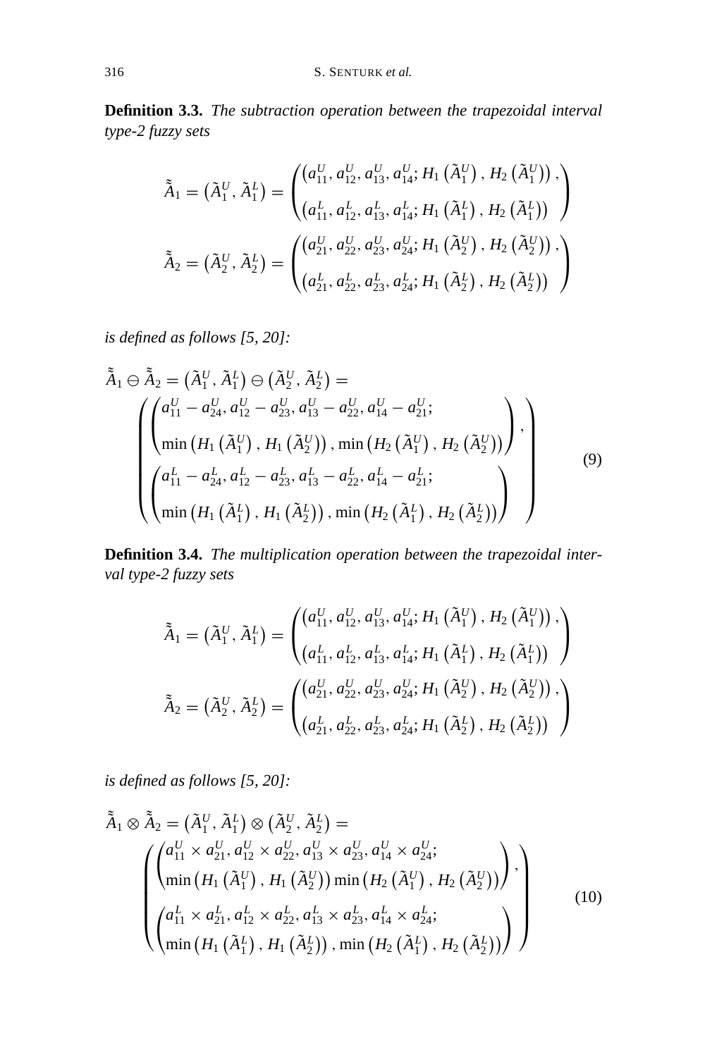**Definition 3.3.** *The subtraction operation between the trapezoidal interval type-2 fuzzy sets*

$$\tilde{\tilde{A}}_1 = \left(\tilde{A}_1^U, \tilde{A}_1^L\right) = \begin{pmatrix} \left(a_{11}^U, a_{12}^U, a_{13}^U, a_{14}^U; H_1\left(\tilde{A}_1^U\right), H_2\left(\tilde{A}_1^U\right)\right), \\ \left(a_{11}^L, a_{12}^L, a_{13}^L, a_{14}^L; H_1\left(\tilde{A}_1^L\right), H_2\left(\tilde{A}_1^L\right)\right) \end{pmatrix}$$

$$\tilde{\tilde{A}}_2 = \left(\tilde{A}_2^U, \tilde{A}_2^L\right) = \begin{pmatrix} \left(a_{21}^U, a_{22}^U, a_{23}^U, a_{24}^U; H_1\left(\tilde{A}_2^U\right), H_2\left(\tilde{A}_2^U\right)\right), \\ \left(a_{21}^L, a_{22}^L, a_{23}^L, a_{24}^L; H_1\left(\tilde{A}_2^L\right), H_2\left(\tilde{A}_2^L\right)\right) \end{pmatrix}$$

*is defined as follows [5, 20]:*

$$\tilde{\tilde{A}}_1 \ominus \tilde{\tilde{A}}_2 = \left(\tilde{A}_1^U, \tilde{A}_1^L\right) \ominus \left(\tilde{A}_2^U, \tilde{A}_2^L\right) = \\ \begin{pmatrix} \begin{pmatrix} a_{11}^U - a_{24}^U, a_{12}^U - a_{23}^U, a_{13}^U - a_{22}^U, a_{14}^U - a_{21}^U; \\ \min\left(H_1\left(\tilde{A}_1^U\right), H_1\left(\tilde{A}_2^U\right)\right), \min\left(H_2\left(\tilde{A}_1^U\right), H_2\left(\tilde{A}_2^U\right)\right) \end{pmatrix}, \\ \begin{pmatrix} a_{11}^L - a_{24}^L, a_{12}^L - a_{23}^L, a_{13}^L - a_{22}^L, a_{14}^L - a_{21}^L; \\ \min\left(H_1\left(\tilde{A}_1^L\right), H_1\left(\tilde{A}_2^L\right)\right), \min\left(H_2\left(\tilde{A}_1^L\right), H_2\left(\tilde{A}_2^L\right)\right) \end{pmatrix} \end{pmatrix} \tag{9}$$

**Definition 3.4.** *The multiplication operation between the trapezoidal interval type-2 fuzzy sets*

$$\tilde{\tilde{A}}_1 = \left(\tilde{A}_1^U, \tilde{A}_1^L\right) = \begin{pmatrix} \left(a_{11}^U, a_{12}^U, a_{13}^U, a_{14}^U; H_1\left(\tilde{A}_1^U\right), H_2\left(\tilde{A}_1^U\right)\right), \\ \left(a_{11}^L, a_{12}^L, a_{13}^L, a_{14}^L; H_1\left(\tilde{A}_1^L\right), H_2\left(\tilde{A}_1^L\right)\right) \end{pmatrix}$$

$$\tilde{\tilde{A}}_2 = \left(\tilde{A}_2^U, \tilde{A}_2^L\right) = \begin{pmatrix} \left(a_{21}^U, a_{22}^U, a_{23}^U, a_{24}^U; H_1\left(\tilde{A}_2^U\right), H_2\left(\tilde{A}_2^U\right)\right), \\ \left(a_{21}^L, a_{22}^L, a_{23}^L, a_{24}^L; H_1\left(\tilde{A}_2^L\right), H_2\left(\tilde{A}_2^L\right)\right) \end{pmatrix}$$

*is defined as follows [5, 20]:*

$$\tilde{\tilde{A}}_1 \otimes \tilde{\tilde{A}}_2 = \left(\tilde{A}_1^U, \tilde{A}_1^L\right) \otimes \left(\tilde{A}_2^U, \tilde{A}_2^L\right) = \\ \begin{pmatrix} \begin{pmatrix} a_{11}^U \times a_{21}^U, a_{12}^U \times a_{22}^U, a_{13}^U \times a_{23}^U, a_{14}^U \times a_{24}^U; \\ \min\left(H_1\left(\tilde{A}_1^U\right), H_1\left(\tilde{A}_2^U\right)\right) \min\left(H_2\left(\tilde{A}_1^U\right), H_2\left(\tilde{A}_2^U\right)\right) \end{pmatrix}, \\ \begin{pmatrix} a_{11}^L \times a_{21}^L, a_{12}^L \times a_{22}^L, a_{13}^L \times a_{23}^L, a_{14}^L \times a_{24}^L; \\ \min\left(H_1\left(\tilde{A}_1^L\right), H_1\left(\tilde{A}_2^L\right)\right), \min\left(H_2\left(\tilde{A}_1^L\right), H_2\left(\tilde{A}_2^L\right)\right) \end{pmatrix} \end{pmatrix} \tag{10}$$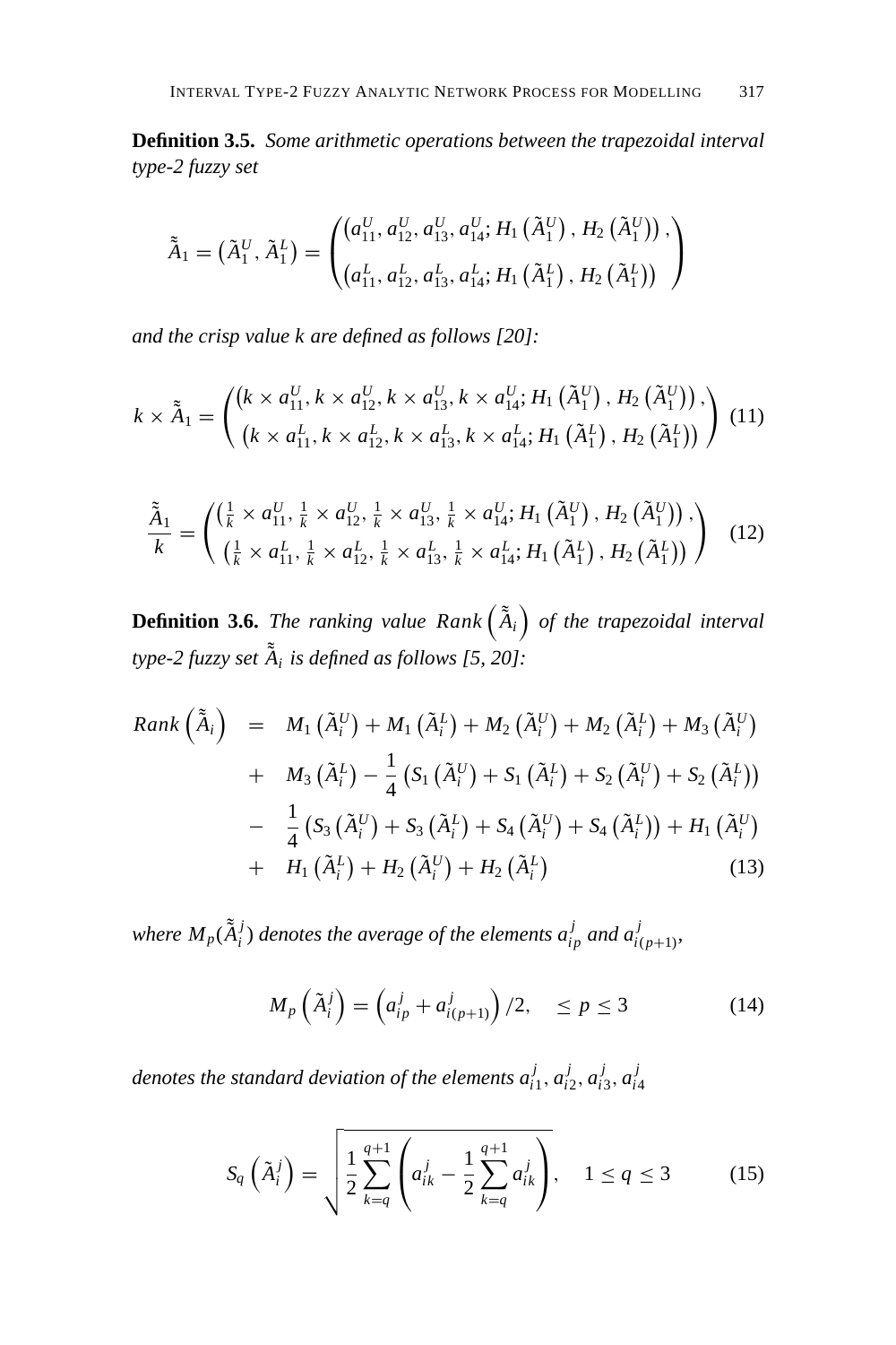**Definition 3.5.** *Some arithmetic operations between the trapezoidal interval type-2 fuzzy set*

$$\tilde{\tilde{A}}_1 = \left(\tilde{A}_1^U, \tilde{A}_1^L\right) = \begin{pmatrix} \left(a_{11}^U, a_{12}^U, a_{13}^U, a_{14}^U; H_1\left(\tilde{A}_1^U\right), H_2\left(\tilde{A}_1^U\right)\right), \\ \left(a_{11}^L, a_{12}^L, a_{13}^L, a_{14}^L; H_1\left(\tilde{A}_1^L\right), H_2\left(\tilde{A}_1^L\right)\right) \end{pmatrix}$$

*and the crisp value k are defined as follows [20]:*

$$k \times \tilde{\tilde{A}}_1 = \begin{pmatrix} \left(k \times a_{11}^U, k \times a_{12}^U, k \times a_{13}^U, k \times a_{14}^U; H_1\left(\tilde{A}_1^U\right), H_2\left(\tilde{A}_1^U\right)\right), \\ \left(k \times a_{11}^L, k \times a_{12}^L, k \times a_{13}^L, k \times a_{14}^L; H_1\left(\tilde{A}_1^L\right), H_2\left(\tilde{A}_1^L\right)\right) \end{pmatrix} \quad (11)$$

$$\frac{\tilde{\tilde{A}}_1}{k} = \begin{pmatrix} \left(\frac{1}{k} \times a_{11}^U, \frac{1}{k} \times a_{12}^U, \frac{1}{k} \times a_{13}^U, \frac{1}{k} \times a_{14}^U; H_1\left(\tilde{A}_1^U\right), H_2\left(\tilde{A}_1^U\right)\right), \\ \left(\frac{1}{k} \times a_{11}^L, \frac{1}{k} \times a_{12}^L, \frac{1}{k} \times a_{13}^L, \frac{1}{k} \times a_{14}^L; H_1\left(\tilde{A}_1^L\right), H_2\left(\tilde{A}_1^L\right)\right) \end{pmatrix} \quad (12)$$

**Definition 3.6.** *The ranking value $Rank\left(\tilde{\tilde{A}}_i\right)$ of the trapezoidal interval type-2 fuzzy set $\tilde{\tilde{A}}_i$ is defined as follows [5, 20]:*

$$\begin{aligned} Rank\left(\tilde{\tilde{A}}_i\right) &= M_1\left(\tilde{A}_i^U\right) + M_1\left(\tilde{A}_i^L\right) + M_2\left(\tilde{A}_i^U\right) + M_2\left(\tilde{A}_i^L\right) + M_3\left(\tilde{A}_i^U\right) \\ &+ M_3\left(\tilde{A}_i^L\right) - \frac{1}{4}\left(S_1\left(\tilde{A}_i^U\right) + S_1\left(\tilde{A}_i^L\right) + S_2\left(\tilde{A}_i^U\right) + S_2\left(\tilde{A}_i^L\right)\right) \\ &- \frac{1}{4}\left(S_3\left(\tilde{A}_i^U\right) + S_3\left(\tilde{A}_i^L\right) + S_4\left(\tilde{A}_i^U\right) + S_4\left(\tilde{A}_i^L\right)\right) + H_1\left(\tilde{A}_i^U\right) \\ &+ H_1\left(\tilde{A}_i^L\right) + H_2\left(\tilde{A}_i^U\right) + H_2\left(\tilde{A}_i^L\right) \end{aligned} \quad (13)$$

*where $M_p(\tilde{\tilde{A}}_i^j)$ denotes the average of the elements $a_{ip}^j$ and $a_{i(p+1)}^j$,*

$$M_p\left(\tilde{A}_i^j\right) = \left(a_{ip}^j + a_{i(p+1)}^j\right)/2, \quad \leq p \leq 3 \quad (14)$$

*denotes the standard deviation of the elements $a_{i1}^j, a_{i2}^j, a_{i3}^j, a_{i4}^j$*

$$S_q\left(\tilde{A}_i^j\right) = \sqrt{\frac{1}{2}\sum_{k=q}^{q+1}\left(a_{ik}^j - \frac{1}{2}\sum_{k=q}^{q+1} a_{ik}^j\right)}, \quad 1 \leq q \leq 3 \quad (15)$$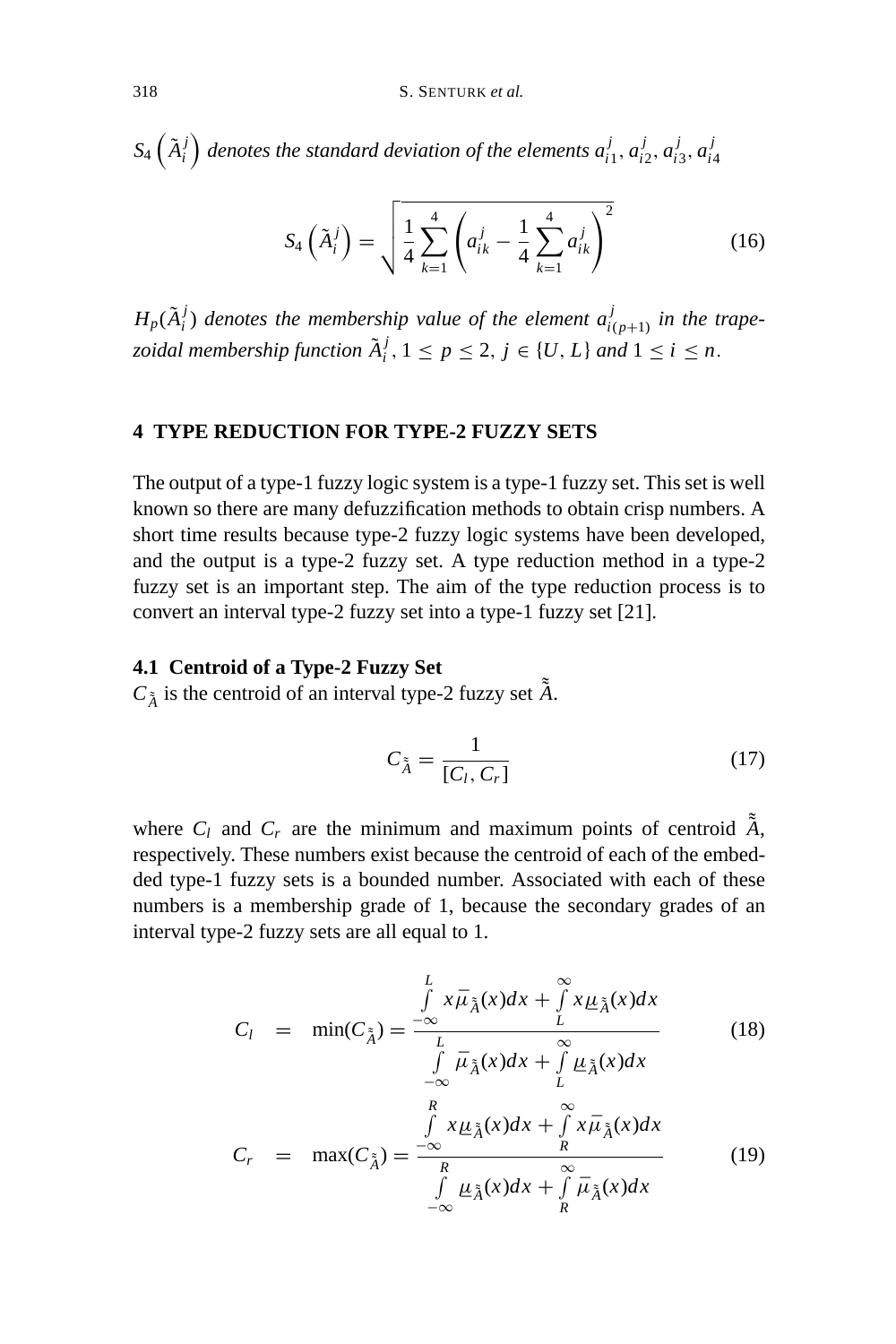$S_4\left(\tilde{A}_i^j\right)$ *denotes the standard deviation of the elements* $a_{i1}^j, a_{i2}^j, a_{i3}^j, a_{i4}^j$

$$S_4\left(\tilde{A}_i^j\right) = \sqrt{\frac{1}{4}\sum_{k=1}^{4}\left(a_{ik}^j - \frac{1}{4}\sum_{k=1}^{4}a_{ik}^j\right)^2} \tag{16}$$

$H_p(\tilde{A}_i^j)$ *denotes the membership value of the element* $a_{i(p+1)}^j$ *in the trapezoidal membership function* $\tilde{A}_i^j$, $1 \leq p \leq 2$, $j \in \{U, L\}$ *and* $1 \leq i \leq n$.

## 4 TYPE REDUCTION FOR TYPE-2 FUZZY SETS

The output of a type-1 fuzzy logic system is a type-1 fuzzy set. This set is well known so there are many defuzzification methods to obtain crisp numbers. A short time results because type-2 fuzzy logic systems have been developed, and the output is a type-2 fuzzy set. A type reduction method in a type-2 fuzzy set is an important step. The aim of the type reduction process is to convert an interval type-2 fuzzy set into a type-1 fuzzy set [21].

### 4.1 Centroid of a Type-2 Fuzzy Set

$C_{\tilde{\tilde{A}}}$ is the centroid of an interval type-2 fuzzy set $\tilde{\tilde{A}}$.

$$C_{\tilde{\tilde{A}}} = \frac{1}{[C_l, C_r]} \tag{17}$$

where $C_l$ and $C_r$ are the minimum and maximum points of centroid $\tilde{\tilde{A}}$, respectively. These numbers exist because the centroid of each of the embedded type-1 fuzzy sets is a bounded number. Associated with each of these numbers is a membership grade of 1, because the secondary grades of an interval type-2 fuzzy sets are all equal to 1.

$$C_l = \min(C_{\tilde{\tilde{A}}}) = \frac{\int_{-\infty}^{L} x\bar{\mu}_{\tilde{\tilde{A}}}(x)dx + \int_{L}^{\infty} x\underline{\mu}_{\tilde{\tilde{A}}}(x)dx}{\int_{-\infty}^{L} \bar{\mu}_{\tilde{\tilde{A}}}(x)dx + \int_{L}^{\infty} \underline{\mu}_{\tilde{\tilde{A}}}(x)dx} \tag{18}$$

$$C_r = \max(C_{\tilde{\tilde{A}}}) = \frac{\int_{-\infty}^{R} x\underline{\mu}_{\tilde{\tilde{A}}}(x)dx + \int_{R}^{\infty} x\bar{\mu}_{\tilde{\tilde{A}}}(x)dx}{\int_{-\infty}^{R} \underline{\mu}_{\tilde{\tilde{A}}}(x)dx + \int_{R}^{\infty} \bar{\mu}_{\tilde{\tilde{A}}}(x)dx} \tag{19}$$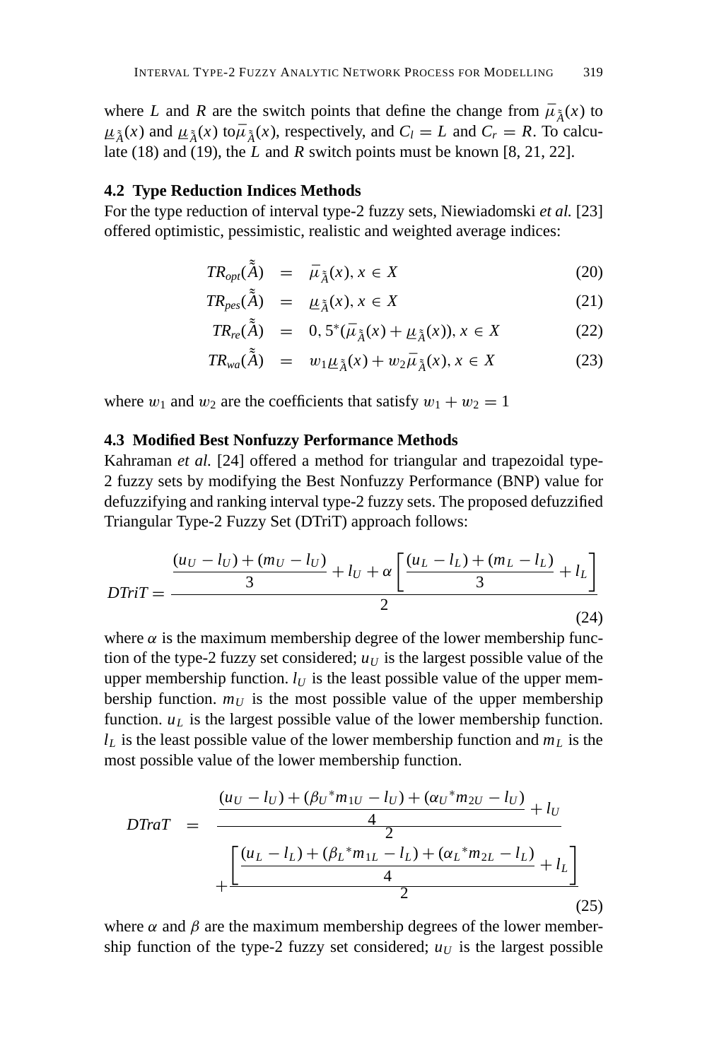where $L$ and $R$ are the switch points that define the change from $\bar{\mu}_{\tilde{\tilde{A}}}(x)$ to $\underline{\mu}_{\tilde{\tilde{A}}}(x)$ and $\underline{\mu}_{\tilde{\tilde{A}}}(x)$ to $\bar{\mu}_{\tilde{\tilde{A}}}(x)$, respectively, and $C_l = L$ and $C_r = R$. To calculate (18) and (19), the $L$ and $R$ switch points must be known [8, 21, 22].

### 4.2 Type Reduction Indices Methods

For the type reduction of interval type-2 fuzzy sets, Niewiadomski *et al.* [23] offered optimistic, pessimistic, realistic and weighted average indices:

$$TR_{opt}(\tilde{\tilde{A}}) = \bar{\mu}_{\tilde{\tilde{A}}}(x), x \in X \tag{20}$$

$$TR_{pes}(\tilde{\tilde{A}}) = \underline{\mu}_{\tilde{\tilde{A}}}(x), x \in X \tag{21}$$

$$TR_{re}(\tilde{\tilde{A}}) = 0,5^{*}(\bar{\mu}_{\tilde{\tilde{A}}}(x) + \underline{\mu}_{\tilde{\tilde{A}}}(x)), x \in X \tag{22}$$

$$TR_{wa}(\tilde{\tilde{A}}) = w_1 \underline{\mu}_{\tilde{\tilde{A}}}(x) + w_2 \bar{\mu}_{\tilde{\tilde{A}}}(x), x \in X \tag{23}$$

where $w_1$ and $w_2$ are the coefficients that satisfy $w_1 + w_2 = 1$

### 4.3 Modified Best Nonfuzzy Performance Methods

Kahraman *et al.* [24] offered a method for triangular and trapezoidal type-2 fuzzy sets by modifying the Best Nonfuzzy Performance (BNP) value for defuzzifying and ranking interval type-2 fuzzy sets. The proposed defuzzified Triangular Type-2 Fuzzy Set (DTriT) approach follows:

$$DTriT = \frac{\dfrac{(u_U - l_U) + (m_U - l_U)}{3} + l_U + \alpha \left[ \dfrac{(u_L - l_L) + (m_L - l_L)}{3} + l_L \right]}{2} \tag{24}$$

where $\alpha$ is the maximum membership degree of the lower membership function of the type-2 fuzzy set considered; $u_U$ is the largest possible value of the upper membership function. $l_U$ is the least possible value of the upper membership function. $m_U$ is the most possible value of the upper membership function. $u_L$ is the largest possible value of the lower membership function. $l_L$ is the least possible value of the lower membership function and $m_L$ is the most possible value of the lower membership function.

$$DTraT = \frac{\dfrac{(u_U - l_U) + (\beta_U{}^{*} m_{1U} - l_U) + (\alpha_U{}^{*} m_{2U} - l_U)}{4} + l_U}{2} + \frac{\left[ \dfrac{(u_L - l_L) + (\beta_L{}^{*} m_{1L} - l_L) + (\alpha_L{}^{*} m_{2L} - l_L)}{4} + l_L \right]}{2} \tag{25}$$

where $\alpha$ and $\beta$ are the maximum membership degrees of the lower membership function of the type-2 fuzzy set considered; $u_U$ is the largest possible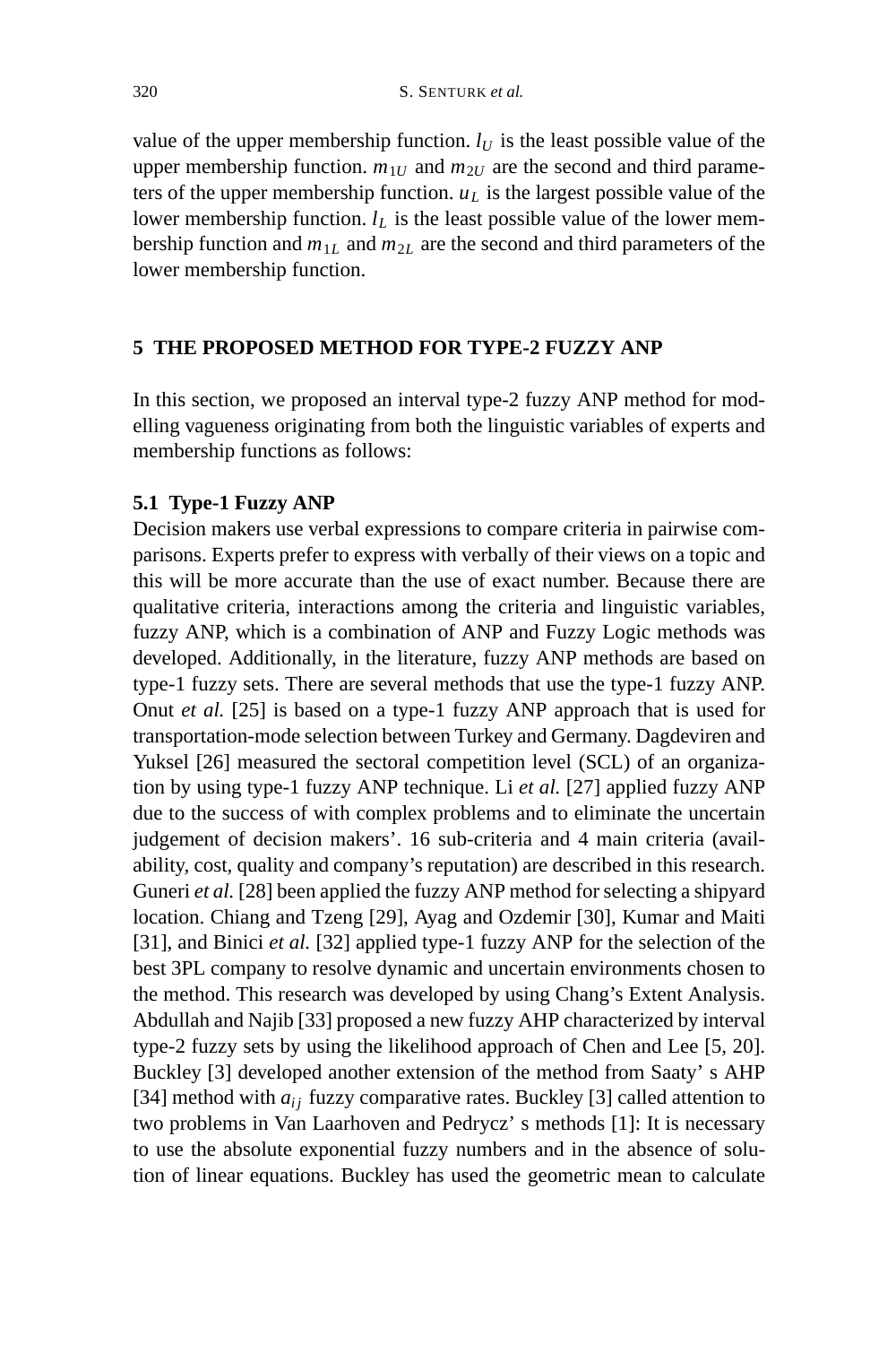value of the upper membership function. $l_U$ is the least possible value of the upper membership function. $m_{1U}$ and $m_{2U}$ are the second and third parameters of the upper membership function. $u_L$ is the largest possible value of the lower membership function. $l_L$ is the least possible value of the lower membership function and $m_{1L}$ and $m_{2L}$ are the second and third parameters of the lower membership function.

## 5 THE PROPOSED METHOD FOR TYPE-2 FUZZY ANP

In this section, we proposed an interval type-2 fuzzy ANP method for modelling vagueness originating from both the linguistic variables of experts and membership functions as follows:

### 5.1 Type-1 Fuzzy ANP

Decision makers use verbal expressions to compare criteria in pairwise comparisons. Experts prefer to express with verbally of their views on a topic and this will be more accurate than the use of exact number. Because there are qualitative criteria, interactions among the criteria and linguistic variables, fuzzy ANP, which is a combination of ANP and Fuzzy Logic methods was developed. Additionally, in the literature, fuzzy ANP methods are based on type-1 fuzzy sets. There are several methods that use the type-1 fuzzy ANP. Onut *et al.* [25] is based on a type-1 fuzzy ANP approach that is used for transportation-mode selection between Turkey and Germany. Dagdeviren and Yuksel [26] measured the sectoral competition level (SCL) of an organization by using type-1 fuzzy ANP technique. Li *et al.* [27] applied fuzzy ANP due to the success of with complex problems and to eliminate the uncertain judgement of decision makers'. 16 sub-criteria and 4 main criteria (availability, cost, quality and company's reputation) are described in this research. Guneri *et al.* [28] been applied the fuzzy ANP method for selecting a shipyard location. Chiang and Tzeng [29], Ayag and Ozdemir [30], Kumar and Maiti [31], and Binici *et al.* [32] applied type-1 fuzzy ANP for the selection of the best 3PL company to resolve dynamic and uncertain environments chosen to the method. This research was developed by using Chang's Extent Analysis. Abdullah and Najib [33] proposed a new fuzzy AHP characterized by interval type-2 fuzzy sets by using the likelihood approach of Chen and Lee [5, 20]. Buckley [3] developed another extension of the method from Saaty' s AHP [34] method with $a_{ij}$ fuzzy comparative rates. Buckley [3] called attention to two problems in Van Laarhoven and Pedrycz' s methods [1]: It is necessary to use the absolute exponential fuzzy numbers and in the absence of solution of linear equations. Buckley has used the geometric mean to calculate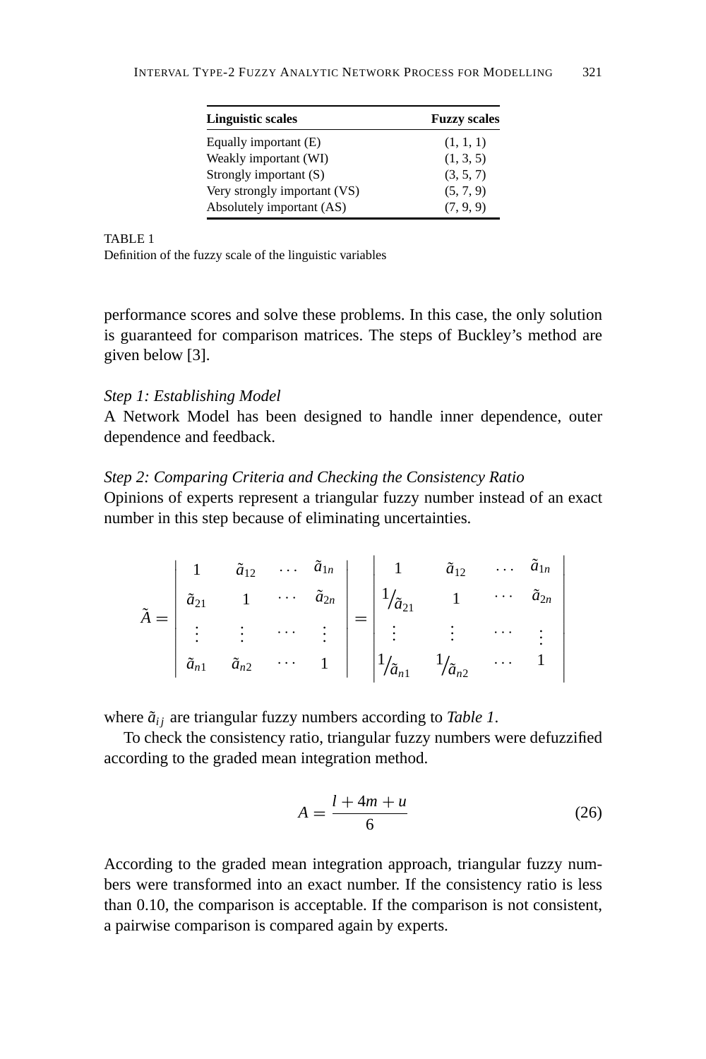| Linguistic scales | Fuzzy scales |
|---|---|
| Equally important (E) | (1, 1, 1) |
| Weakly important (WI) | (1, 3, 5) |
| Strongly important (S) | (3, 5, 7) |
| Very strongly important (VS) | (5, 7, 9) |
| Absolutely important (AS) | (7, 9, 9) |

TABLE 1
Definition of the fuzzy scale of the linguistic variables

performance scores and solve these problems. In this case, the only solution is guaranteed for comparison matrices. The steps of Buckley's method are given below [3].

*Step 1: Establishing Model*
A Network Model has been designed to handle inner dependence, outer dependence and feedback.

*Step 2: Comparing Criteria and Checking the Consistency Ratio*
Opinions of experts represent a triangular fuzzy number instead of an exact number in this step because of eliminating uncertainties.

$$\tilde{A} = \begin{vmatrix} 1 & \tilde{a}_{12} & \cdots & \tilde{a}_{1n} \\ \tilde{a}_{21} & 1 & \cdots & \tilde{a}_{2n} \\ \vdots & \vdots & \cdots & \vdots \\ \tilde{a}_{n1} & \tilde{a}_{n2} & \cdots & 1 \end{vmatrix} = \begin{vmatrix} 1 & \tilde{a}_{12} & \cdots & \tilde{a}_{1n} \\ 1/\tilde{a}_{21} & 1 & \cdots & \tilde{a}_{2n} \\ \vdots & \vdots & \cdots & \vdots \\ 1/\tilde{a}_{n1} & 1/\tilde{a}_{n2} & \cdots & 1 \end{vmatrix}$$

where $\tilde{a}_{ij}$ are triangular fuzzy numbers according to *Table 1*.

To check the consistency ratio, triangular fuzzy numbers were defuzzified according to the graded mean integration method.

$$A = \frac{l + 4m + u}{6} \tag{26}$$

According to the graded mean integration approach, triangular fuzzy numbers were transformed into an exact number. If the consistency ratio is less than 0.10, the comparison is acceptable. If the comparison is not consistent, a pairwise comparison is compared again by experts.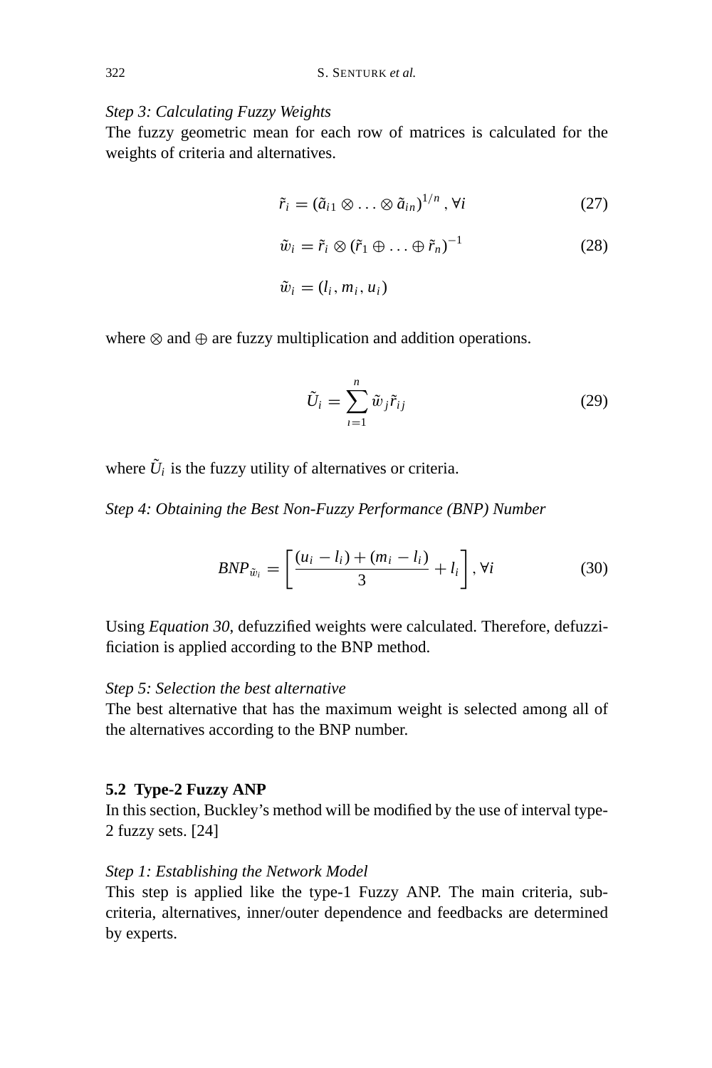*Step 3: Calculating Fuzzy Weights*
The fuzzy geometric mean for each row of matrices is calculated for the weights of criteria and alternatives.

$$\tilde{r}_i = (\tilde{a}_{i1} \otimes \ldots \otimes \tilde{a}_{in})^{1/n}, \forall i \tag{27}$$

$$\tilde{w}_i = \tilde{r}_i \otimes (\tilde{r}_1 \oplus \ldots \oplus \tilde{r}_n)^{-1} \tag{28}$$

$$\tilde{w}_i = (l_i, m_i, u_i)$$

where $\otimes$ and $\oplus$ are fuzzy multiplication and addition operations.

$$\tilde{U}_i = \sum_{\imath=1}^{n} \tilde{w}_j \tilde{r}_{ij} \tag{29}$$

where $\tilde{U}_i$ is the fuzzy utility of alternatives or criteria.

*Step 4: Obtaining the Best Non-Fuzzy Performance (BNP) Number*

$$BNP_{\tilde{w}_i} = \left[ \frac{(u_i - l_i) + (m_i - l_i)}{3} + l_i \right], \forall i \tag{30}$$

Using *Equation 30*, defuzzified weights were calculated. Therefore, defuzzificiation is applied according to the BNP method.

*Step 5: Selection the best alternative*
The best alternative that has the maximum weight is selected among all of the alternatives according to the BNP number.

### 5.2 Type-2 Fuzzy ANP

In this section, Buckley's method will be modified by the use of interval type-2 fuzzy sets. [24]

*Step 1: Establishing the Network Model*
This step is applied like the type-1 Fuzzy ANP. The main criteria, sub-criteria, alternatives, inner/outer dependence and feedbacks are determined by experts.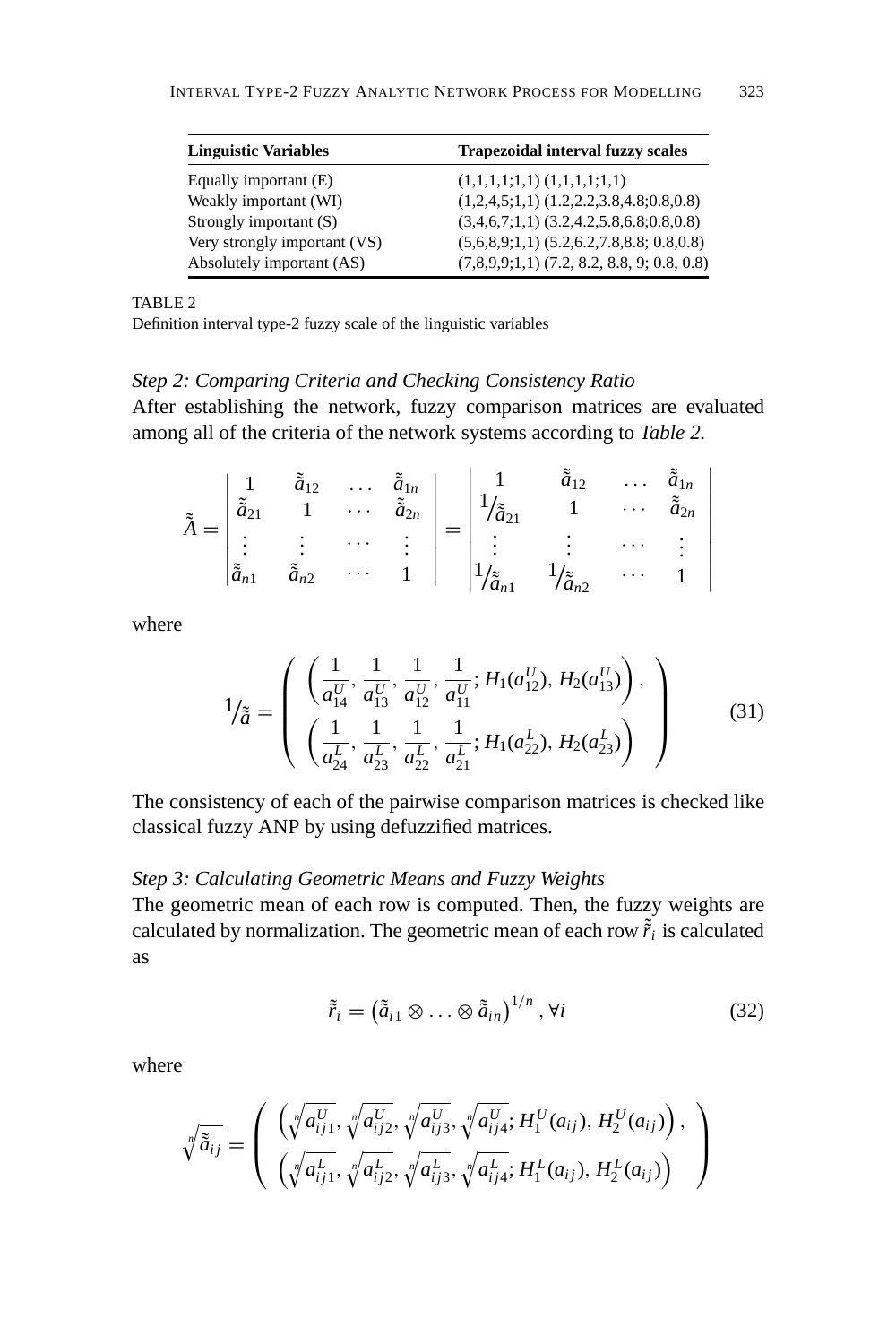| Linguistic Variables | Trapezoidal interval fuzzy scales |
|---|---|
| Equally important (E) | (1,1,1,1;1,1) (1,1,1,1;1,1) |
| Weakly important (WI) | (1,2,4,5;1,1) (1.2,2.2,3.8,4.8;0.8,0.8) |
| Strongly important (S) | (3,4,6,7;1,1) (3.2,4.2,5.8,6.8;0.8,0.8) |
| Very strongly important (VS) | (5,6,8,9;1,1) (5.2,6.2,7.8,8.8; 0.8,0.8) |
| Absolutely important (AS) | (7,8,9,9;1,1) (7.2, 8.2, 8.8, 9; 0.8, 0.8) |

TABLE 2
Definition interval type-2 fuzzy scale of the linguistic variables

*Step 2: Comparing Criteria and Checking Consistency Ratio*

After establishing the network, fuzzy comparison matrices are evaluated among all of the criteria of the network systems according to *Table 2.*

$$\tilde{\tilde{A}} = \begin{vmatrix} 1 & \tilde{\tilde{a}}_{12} & \dots & \tilde{\tilde{a}}_{1n} \\ \tilde{\tilde{a}}_{21} & 1 & \cdots & \tilde{\tilde{a}}_{2n} \\ \vdots & \vdots & \cdots & \vdots \\ \tilde{\tilde{a}}_{n1} & \tilde{\tilde{a}}_{n2} & \cdots & 1 \end{vmatrix} = \begin{vmatrix} 1 & \tilde{\tilde{a}}_{12} & \dots & \tilde{\tilde{a}}_{1n} \\ 1/\tilde{\tilde{a}}_{21} & 1 & \cdots & \tilde{\tilde{a}}_{2n} \\ \vdots & \vdots & \cdots & \vdots \\ 1/\tilde{\tilde{a}}_{n1} & 1/\tilde{\tilde{a}}_{n2} & \cdots & 1 \end{vmatrix}$$

where

$$1/\tilde{\tilde{a}} = \begin{pmatrix} \left(\dfrac{1}{a_{14}^U}, \dfrac{1}{a_{13}^U}, \dfrac{1}{a_{12}^U}, \dfrac{1}{a_{11}^U}; H_1(a_{12}^U), H_2(a_{13}^U)\right), \\ \left(\dfrac{1}{a_{24}^L}, \dfrac{1}{a_{23}^L}, \dfrac{1}{a_{22}^L}, \dfrac{1}{a_{21}^L}; H_1(a_{22}^L), H_2(a_{23}^L)\right) \end{pmatrix} \tag{31}$$

The consistency of each of the pairwise comparison matrices is checked like classical fuzzy ANP by using defuzzified matrices.

*Step 3: Calculating Geometric Means and Fuzzy Weights*

The geometric mean of each row is computed. Then, the fuzzy weights are calculated by normalization. The geometric mean of each row $\tilde{\tilde{r}}_i$ is calculated as

$$\tilde{\tilde{r}}_i = \left(\tilde{\tilde{a}}_{i1} \otimes \ldots \otimes \tilde{\tilde{a}}_{in}\right)^{1/n}, \forall i \tag{32}$$

where

$$\sqrt[n]{\tilde{\tilde{a}}_{ij}} = \begin{pmatrix} \left(\sqrt[n]{a_{ij1}^U}, \sqrt[n]{a_{ij2}^U}, \sqrt[n]{a_{ij3}^U}, \sqrt[n]{a_{ij4}^U}; H_1^U(a_{ij}), H_2^U(a_{ij})\right), \\ \left(\sqrt[n]{a_{ij1}^L}, \sqrt[n]{a_{ij2}^L}, \sqrt[n]{a_{ij3}^L}, \sqrt[n]{a_{ij4}^L}; H_1^L(a_{ij}), H_2^L(a_{ij})\right) \end{pmatrix}$$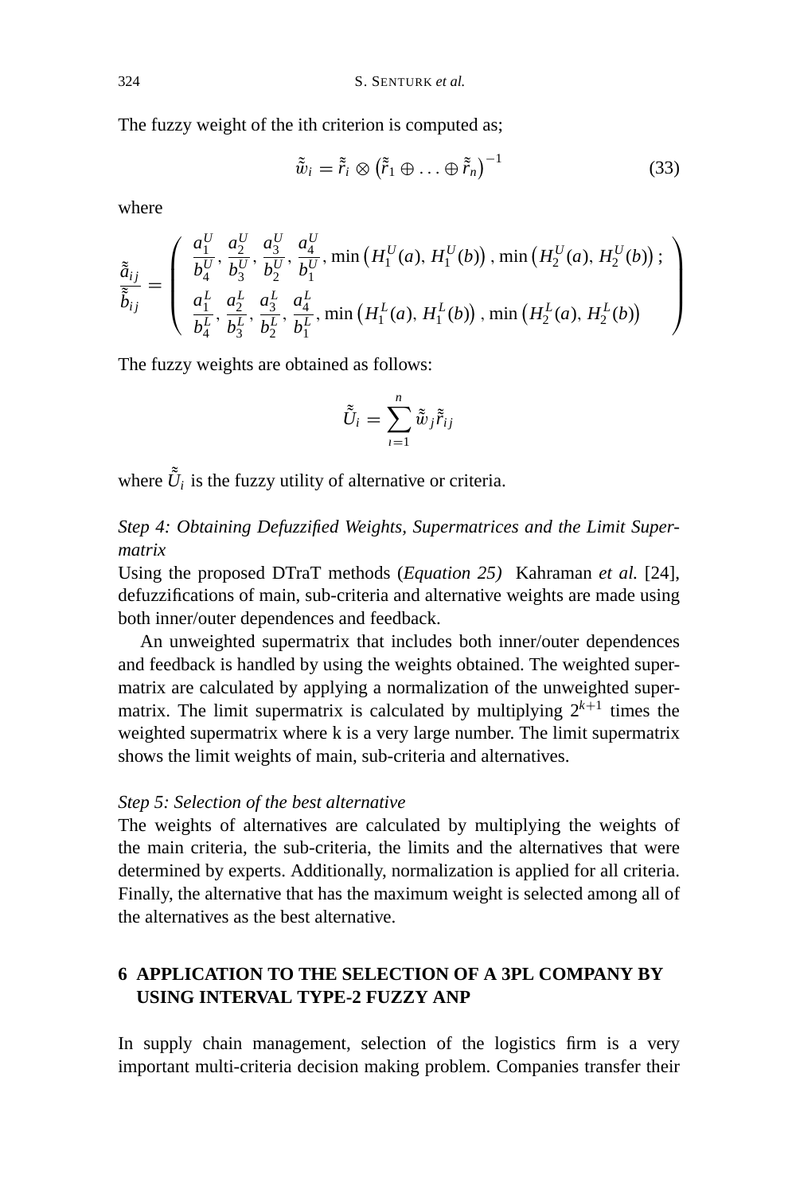The fuzzy weight of the ith criterion is computed as;

$$\tilde{\tilde{w}}_i = \tilde{\tilde{r}}_i \otimes \left(\tilde{\tilde{r}}_1 \oplus \ldots \oplus \tilde{\tilde{r}}_n\right)^{-1} \tag{33}$$

where

$$\frac{\tilde{\tilde{a}}_{ij}}{\tilde{\tilde{b}}_{ij}} = \begin{pmatrix} \frac{a_1^U}{b_4^U}, \frac{a_2^U}{b_3^U}, \frac{a_3^U}{b_2^U}, \frac{a_4^U}{b_1^U}, \min\left(H_1^U(a), H_1^U(b)\right), \min\left(H_2^U(a), H_2^U(b)\right); \\ \frac{a_1^L}{b_4^L}, \frac{a_2^L}{b_3^L}, \frac{a_3^L}{b_2^L}, \frac{a_4^L}{b_1^L}, \min\left(H_1^L(a), H_1^L(b)\right), \min\left(H_2^L(a), H_2^L(b)\right) \end{pmatrix}$$

The fuzzy weights are obtained as follows:

$$\tilde{\tilde{U}}_i = \sum_{\imath=1}^{n} \tilde{\tilde{w}}_j \tilde{\tilde{r}}_{ij}$$

where $\tilde{\tilde{U}}_i$ is the fuzzy utility of alternative or criteria.

*Step 4: Obtaining Defuzzified Weights, Supermatrices and the Limit Supermatrix*

Using the proposed DTraT methods (*Equation 25)* Kahraman *et al.* [24], defuzzifications of main, sub-criteria and alternative weights are made using both inner/outer dependences and feedback.

An unweighted supermatrix that includes both inner/outer dependences and feedback is handled by using the weights obtained. The weighted supermatrix are calculated by applying a normalization of the unweighted supermatrix. The limit supermatrix is calculated by multiplying $2^{k+1}$ times the weighted supermatrix where k is a very large number. The limit supermatrix shows the limit weights of main, sub-criteria and alternatives.

*Step 5: Selection of the best alternative*

The weights of alternatives are calculated by multiplying the weights of the main criteria, the sub-criteria, the limits and the alternatives that were determined by experts. Additionally, normalization is applied for all criteria. Finally, the alternative that has the maximum weight is selected among all of the alternatives as the best alternative.

## 6 APPLICATION TO THE SELECTION OF A 3PL COMPANY BY USING INTERVAL TYPE-2 FUZZY ANP

In supply chain management, selection of the logistics firm is a very important multi-criteria decision making problem. Companies transfer their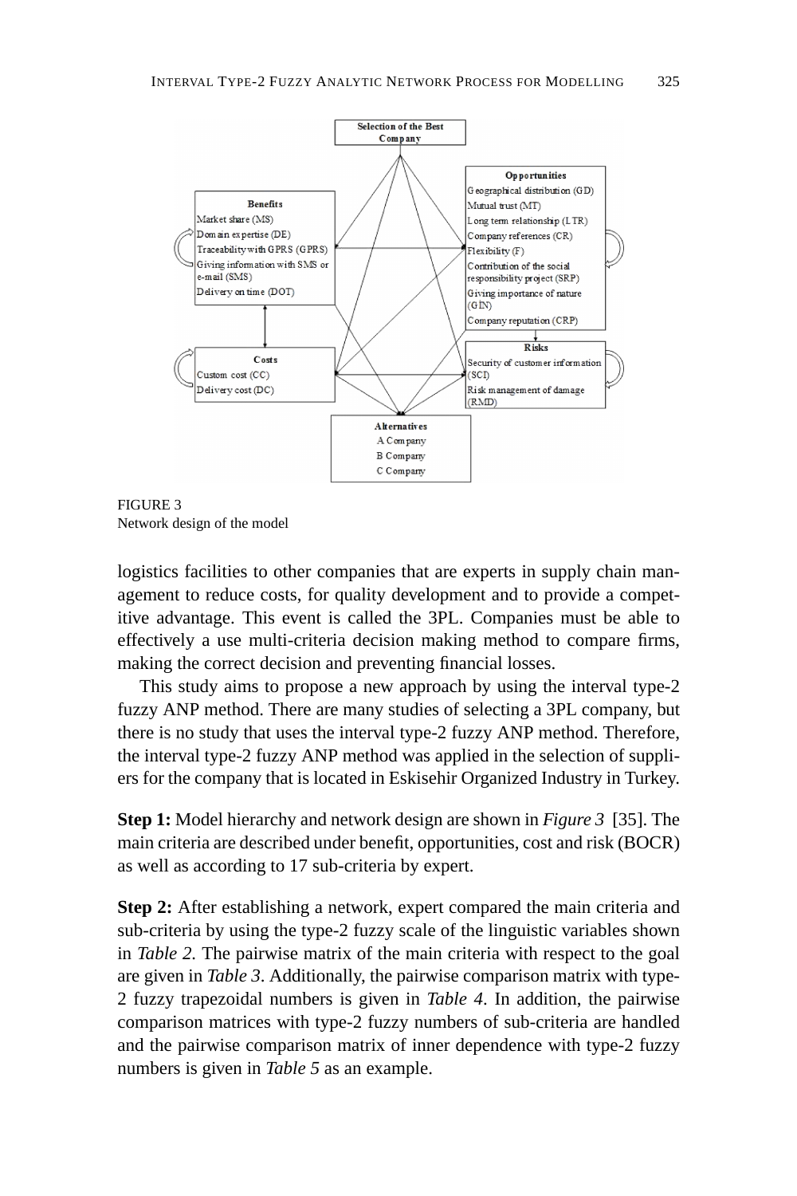FIGURE 3
Network design of the model

logistics facilities to other companies that are experts in supply chain management to reduce costs, for quality development and to provide a competitive advantage. This event is called the 3PL. Companies must be able to effectively a use multi-criteria decision making method to compare firms, making the correct decision and preventing financial losses.

This study aims to propose a new approach by using the interval type-2 fuzzy ANP method. There are many studies of selecting a 3PL company, but there is no study that uses the interval type-2 fuzzy ANP method. Therefore, the interval type-2 fuzzy ANP method was applied in the selection of suppliers for the company that is located in Eskisehir Organized Industry in Turkey.

**Step 1:** Model hierarchy and network design are shown in *Figure 3* [35]. The main criteria are described under benefit, opportunities, cost and risk (BOCR) as well as according to 17 sub-criteria by expert.

**Step 2:** After establishing a network, expert compared the main criteria and sub-criteria by using the type-2 fuzzy scale of the linguistic variables shown in *Table 2.* The pairwise matrix of the main criteria with respect to the goal are given in *Table 3*. Additionally, the pairwise comparison matrix with type-2 fuzzy trapezoidal numbers is given in *Table 4*. In addition, the pairwise comparison matrices with type-2 fuzzy numbers of sub-criteria are handled and the pairwise comparison matrix of inner dependence with type-2 fuzzy numbers is given in *Table 5* as an example.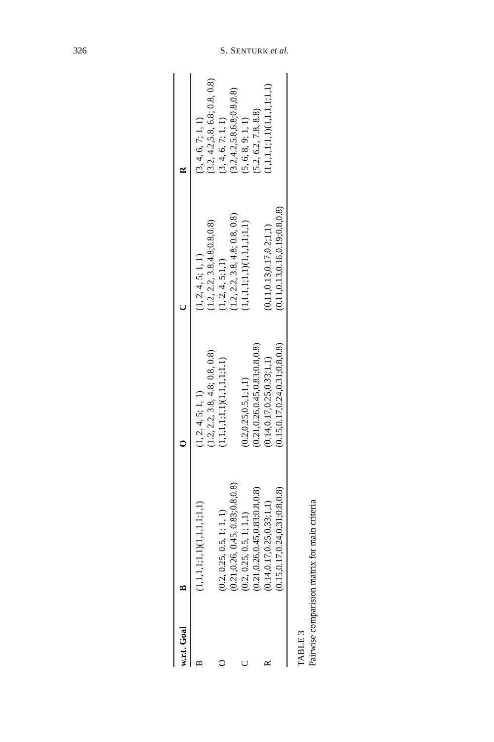| w.r.t. Goal | B | O | C | R |
|---|---|---|---|---|
| B | (1,1,1,1;1,1)(1,1,1,1;1,1) | (1, 2, 4, 5; 1, 1) | (1, 2, 4, 5; 1, 1) | (3, 4, 6, 7; 1, 1) |
| | | (1.2, 2.2, 3.8, 4.8; 0.8, 0.8) | (1.2, 2.2, 3.8,4.8;0.8,0.8) | (3.2, 4.2,5.8, 6.8; 0.8, 0.8) |
| O | (0.2, 0.25, 0.5, 1; 1, 1) | (1,1,1,1;1,1)(1,1,1,1;1,1) | (1, 2, 4, 5;1,1) | (3, 4, 6, 7; 1, 1) |
| | (0.21,0.26, 0.45, 0.83;0.8,0.8) | | (1.2, 2.2, 3.8, 4.8; 0.8, 0.8) | (3.2,4.2,5.8,6.8;0.8,0.8) |
| C | (0.2, 0.25, 0.5, 1; 1,1) | (0.2,0.25,0.5,1;1,1) | (1,1,1,1;1,1)(1,1,1,1;1,1) | (5, 6, 8, 9; 1, 1) |
| | (0.21,0.26,0.45,0.83;0.8,0.8) | (0.21,0.26,0.45,0.83;0.8,0.8) | | (5.2, 6.2, 7.8, 8.8) |
| R | (0.14,0.17,0.25,0.33;1,1) | (0.14,0.17,0.25,0.33;1,1) | (0.11,0.13,0.17,0.2;1,1) | (1,1,1,1;1,1)(1,1,1,1;1,1) |
| | (0.15,0.17,0.24,0.31;0.8,0.8) | (0.15,0.17,0.24,0.31;0.8,0.8) | (0.11,0.13,0.16,0.19;0.8,0.8) | |

TABLE 3
Pairwise comparision matrix for main criteria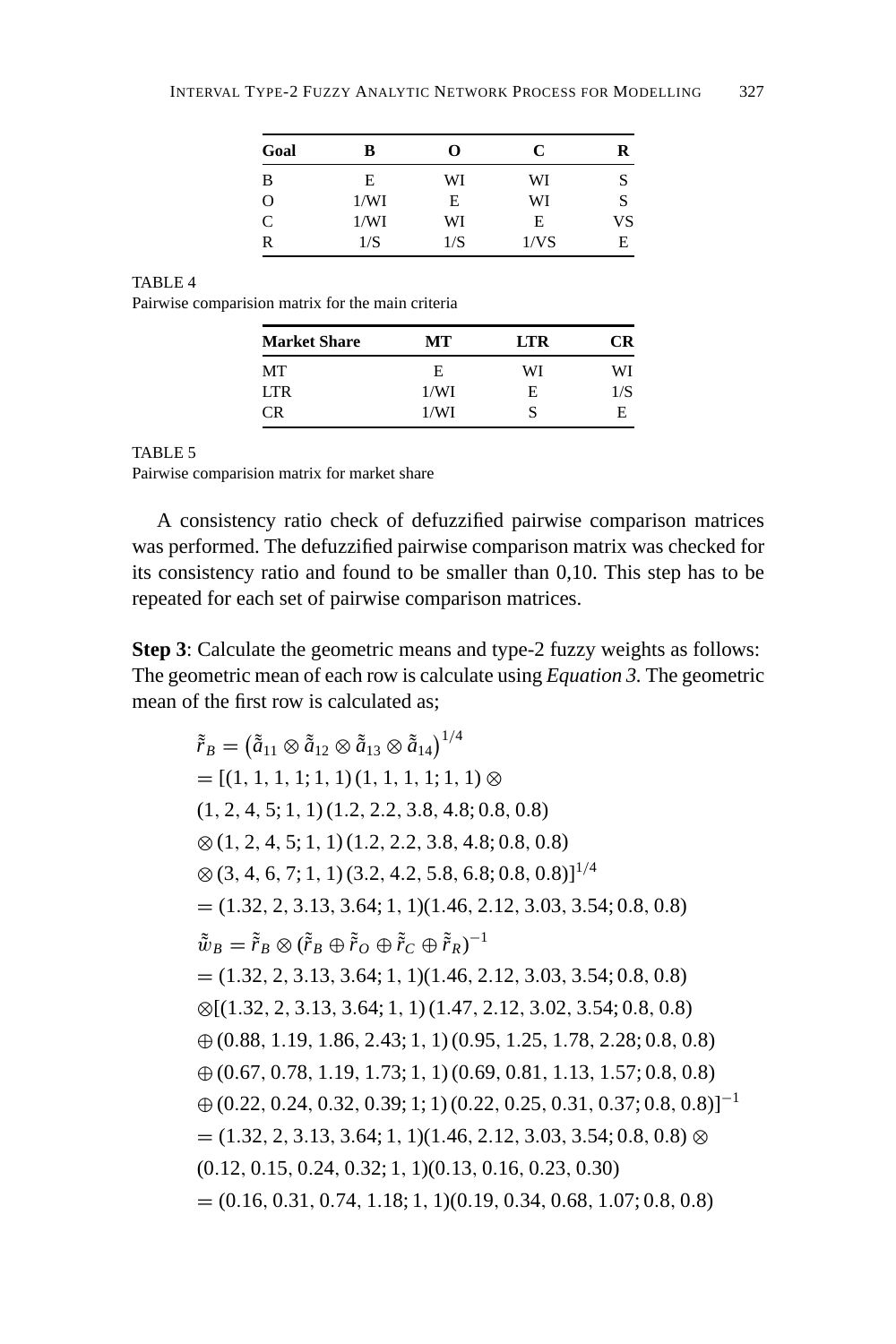| Goal | B | O | C | R |
|---|---|---|---|---|
| B | E | WI | WI | S |
| O | 1/WI | E | WI | S |
| C | 1/WI | WI | E | VS |
| R | 1/S | 1/S | 1/VS | E |

TABLE 4
Pairwise comparision matrix for the main criteria

| Market Share | MT | LTR | CR |
|---|---|---|---|
| MT | E | WI | WI |
| LTR | 1/WI | E | 1/S |
| CR | 1/WI | S | E |

TABLE 5
Pairwise comparision matrix for market share

A consistency ratio check of defuzzified pairwise comparison matrices was performed. The defuzzified pairwise comparison matrix was checked for its consistency ratio and found to be smaller than 0,10. This step has to be repeated for each set of pairwise comparison matrices.

**Step 3**: Calculate the geometric means and type-2 fuzzy weights as follows: The geometric mean of each row is calculate using *Equation 3.* The geometric mean of the first row is calculated as;

$$
\begin{aligned}
\tilde{\tilde{r}}_B &= \left(\tilde{\tilde{a}}_{11} \otimes \tilde{\tilde{a}}_{12} \otimes \tilde{\tilde{a}}_{13} \otimes \tilde{\tilde{a}}_{14}\right)^{1/4} \\
&= [(1, 1, 1, 1; 1, 1)\,(1, 1, 1, 1; 1, 1) \otimes \\
&(1, 2, 4, 5; 1, 1)\,(1.2, 2.2, 3.8, 4.8; 0.8, 0.8) \\
&\otimes (1, 2, 4, 5; 1, 1)\,(1.2, 2.2, 3.8, 4.8; 0.8, 0.8) \\
&\otimes (3, 4, 6, 7; 1, 1)\,(3.2, 4.2, 5.8, 6.8; 0.8, 0.8)]^{1/4} \\
&= (1.32, 2, 3.13, 3.64; 1, 1)(1.46, 2.12, 3.03, 3.54; 0.8, 0.8) \\
\tilde{\tilde{w}}_B &= \tilde{\tilde{r}}_B \otimes (\tilde{\tilde{r}}_B \oplus \tilde{\tilde{r}}_O \oplus \tilde{\tilde{r}}_C \oplus \tilde{\tilde{r}}_R)^{-1} \\
&= (1.32, 2, 3.13, 3.64; 1, 1)(1.46, 2.12, 3.03, 3.54; 0.8, 0.8) \\
&\otimes [(1.32, 2, 3.13, 3.64; 1, 1)\,(1.47, 2.12, 3.02, 3.54; 0.8, 0.8) \\
&\oplus (0.88, 1.19, 1.86, 2.43; 1, 1)\,(0.95, 1.25, 1.78, 2.28; 0.8, 0.8) \\
&\oplus (0.67, 0.78, 1.19, 1.73; 1, 1)\,(0.69, 0.81, 1.13, 1.57; 0.8, 0.8) \\
&\oplus (0.22, 0.24, 0.32, 0.39; 1; 1)\,(0.22, 0.25, 0.31, 0.37; 0.8, 0.8)]^{-1} \\
&= (1.32, 2, 3.13, 3.64; 1, 1)(1.46, 2.12, 3.03, 3.54; 0.8, 0.8) \otimes \\
&(0.12, 0.15, 0.24, 0.32; 1, 1)(0.13, 0.16, 0.23, 0.30) \\
&= (0.16, 0.31, 0.74, 1.18; 1, 1)(0.19, 0.34, 0.68, 1.07; 0.8, 0.8)
\end{aligned}
$$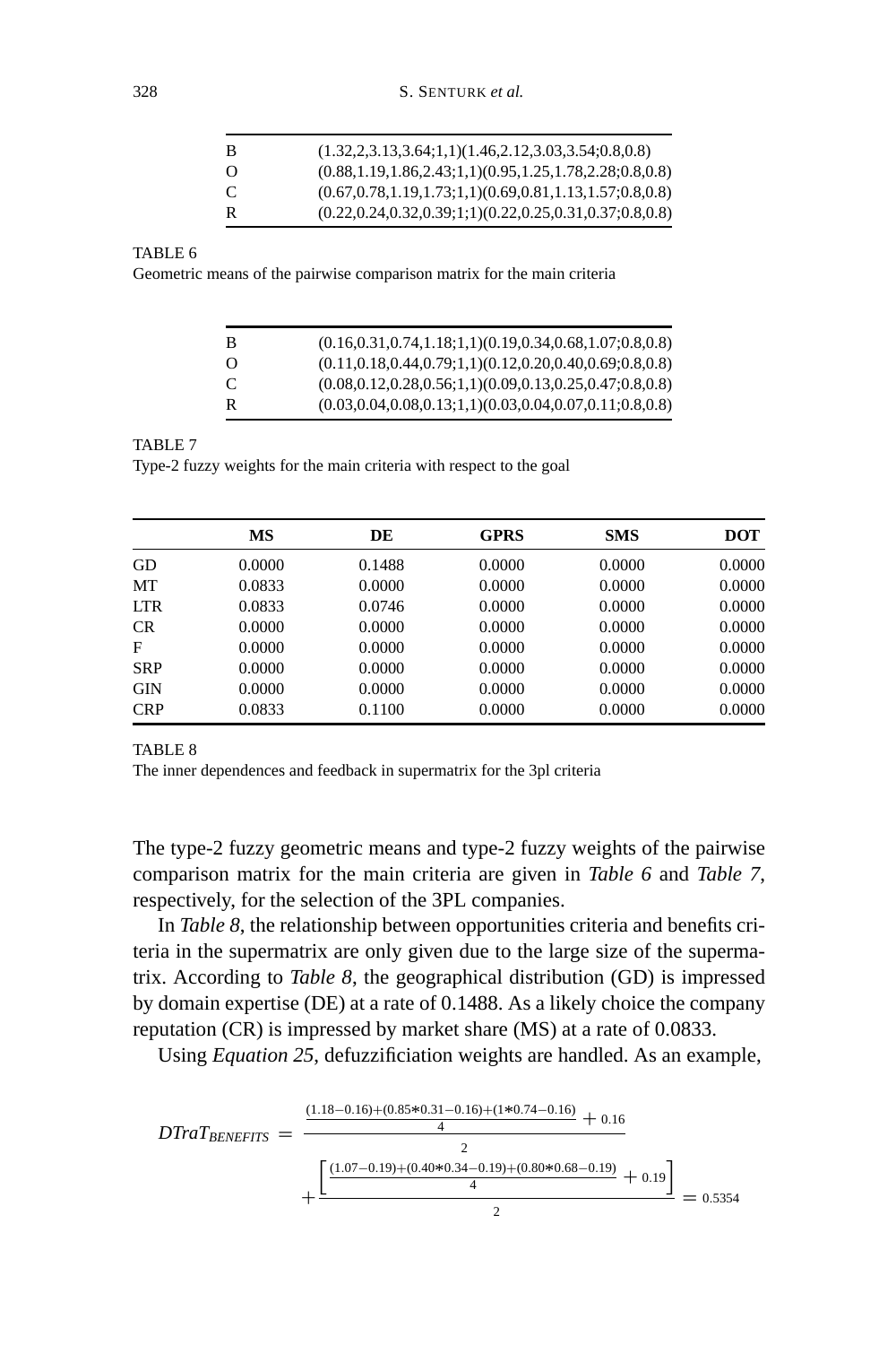| | |
|---|---|
| B | (1.32,2,3.13,3.64;1,1)(1.46,2.12,3.03,3.54;0.8,0.8) |
| O | (0.88,1.19,1.86,2.43;1,1)(0.95,1.25,1.78,2.28;0.8,0.8) |
| C | (0.67,0.78,1.19,1.73;1,1)(0.69,0.81,1.13,1.57;0.8,0.8) |
| R | (0.22,0.24,0.32,0.39;1;1)(0.22,0.25,0.31,0.37;0.8,0.8) |

TABLE 6

Geometric means of the pairwise comparison matrix for the main criteria

| | |
|---|---|
| B | (0.16,0.31,0.74,1.18;1,1)(0.19,0.34,0.68,1.07;0.8,0.8) |
| O | (0.11,0.18,0.44,0.79;1,1)(0.12,0.20,0.40,0.69;0.8,0.8) |
| C | (0.08,0.12,0.28,0.56;1,1)(0.09,0.13,0.25,0.47;0.8,0.8) |
| R | (0.03,0.04,0.08,0.13;1,1)(0.03,0.04,0.07,0.11;0.8,0.8) |

TABLE 7

Type-2 fuzzy weights for the main criteria with respect to the goal

| | **MS** | **DE** | **GPRS** | **SMS** | **DOT** |
|---|---|---|---|---|---|
| GD | 0.0000 | 0.1488 | 0.0000 | 0.0000 | 0.0000 |
| MT | 0.0833 | 0.0000 | 0.0000 | 0.0000 | 0.0000 |
| LTR | 0.0833 | 0.0746 | 0.0000 | 0.0000 | 0.0000 |
| CR | 0.0000 | 0.0000 | 0.0000 | 0.0000 | 0.0000 |
| F | 0.0000 | 0.0000 | 0.0000 | 0.0000 | 0.0000 |
| SRP | 0.0000 | 0.0000 | 0.0000 | 0.0000 | 0.0000 |
| GIN | 0.0000 | 0.0000 | 0.0000 | 0.0000 | 0.0000 |
| CRP | 0.0833 | 0.1100 | 0.0000 | 0.0000 | 0.0000 |

TABLE 8

The inner dependences and feedback in supermatrix for the 3pl criteria

The type-2 fuzzy geometric means and type-2 fuzzy weights of the pairwise comparison matrix for the main criteria are given in *Table 6* and *Table 7*, respectively, for the selection of the 3PL companies.

In *Table 8*, the relationship between opportunities criteria and benefits criteria in the supermatrix are only given due to the large size of the supermatrix. According to *Table 8*, the geographical distribution (GD) is impressed by domain expertise (DE) at a rate of 0.1488. As a likely choice the company reputation (CR) is impressed by market share (MS) at a rate of 0.0833.

Using *Equation 25*, defuzzificiation weights are handled. As an example,

$$DTraT_{BENEFITS} = \frac{\frac{(1.18-0.16)+(0.85*0.31-0.16)+(1*0.74-0.16)}{4} + 0.16}{2} + \frac{\left[\frac{(1.07-0.19)+(0.40*0.34-0.19)+(0.80*0.68-0.19)}{4} + 0.19\right]}{2} = 0.5354$$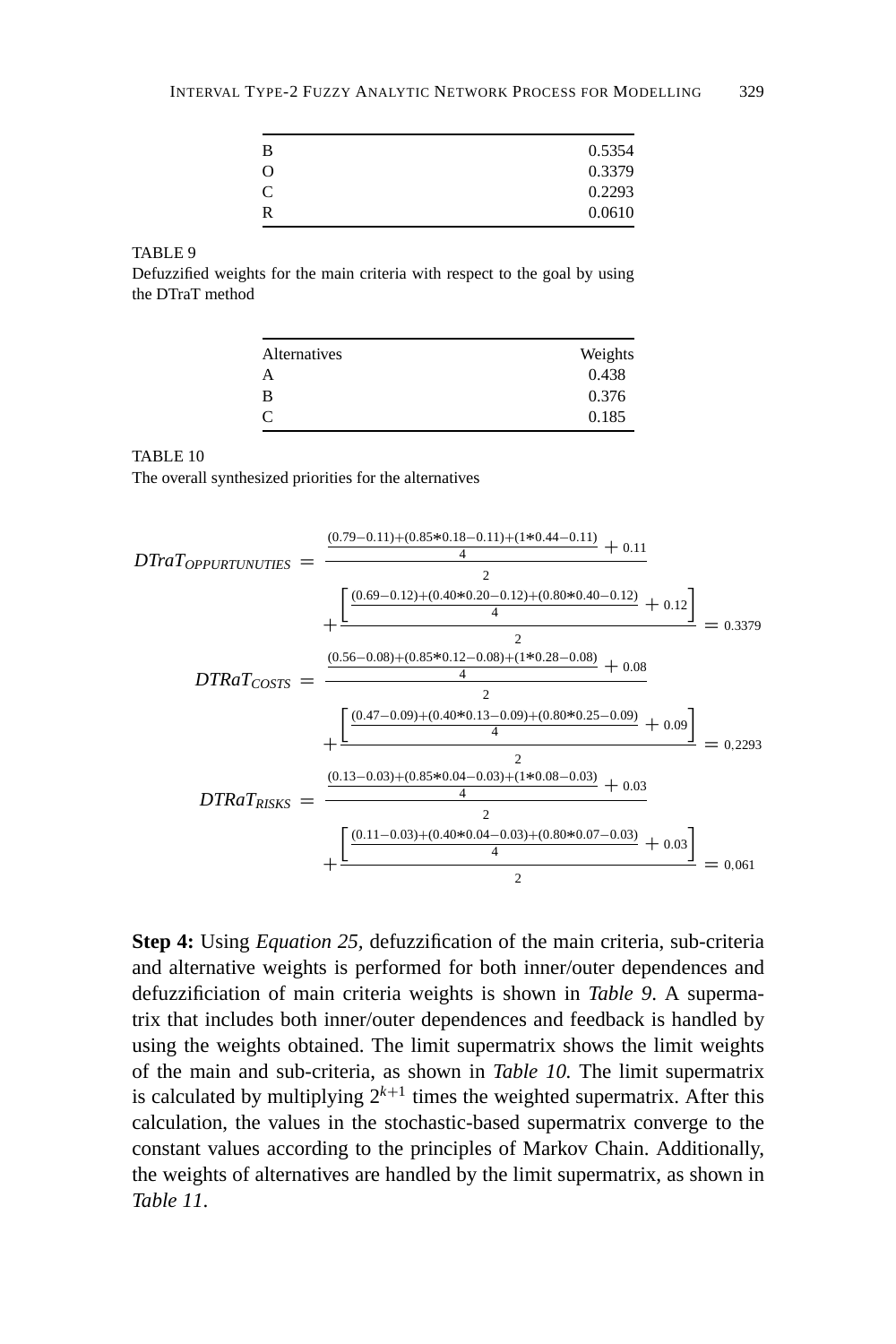| | |
|---|---|
| B | 0.5354 |
| O | 0.3379 |
| C | 0.2293 |
| R | 0.0610 |

TABLE 9
Defuzzified weights for the main criteria with respect to the goal by using the DTraT method

| Alternatives | Weights |
|---|---|
| A | 0.438 |
| B | 0.376 |
| C | 0.185 |

TABLE 10
The overall synthesized priorities for the alternatives

$$DTraT_{OPPURTUNUTIES} = \frac{\frac{(0.79-0.11)+(0.85*0.18-0.11)+(1*0.44-0.11)}{4} + 0.11}{2} + \frac{\left[\frac{(0.69-0.12)+(0.40*0.20-0.12)+(0.80*0.40-0.12)}{4} + 0.12\right]}{2} = 0.3379$$

$$DTRaT_{COSTS} = \frac{\frac{(0.56-0.08)+(0.85*0.12-0.08)+(1*0.28-0.08)}{4} + 0.08}{2} + \frac{\left[\frac{(0.47-0.09)+(0.40*0.13-0.09)+(0.80*0.25-0.09)}{4} + 0.09\right]}{2} = 0,2293$$

$$DTRaT_{RISKS} = \frac{\frac{(0.13-0.03)+(0.85*0.04-0.03)+(1*0.08-0.03)}{4} + 0.03}{2} + \frac{\left[\frac{(0.11-0.03)+(0.40*0.04-0.03)+(0.80*0.07-0.03)}{4} + 0.03\right]}{2} = 0,061$$

**Step 4:** Using *Equation 25*, defuzzification of the main criteria, sub-criteria and alternative weights is performed for both inner/outer dependences and defuzzificiation of main criteria weights is shown in *Table 9*. A supermatrix that includes both inner/outer dependences and feedback is handled by using the weights obtained. The limit supermatrix shows the limit weights of the main and sub-criteria, as shown in *Table 10.* The limit supermatrix is calculated by multiplying $2^{k+1}$ times the weighted supermatrix. After this calculation, the values in the stochastic-based supermatrix converge to the constant values according to the principles of Markov Chain. Additionally, the weights of alternatives are handled by the limit supermatrix, as shown in *Table 11*.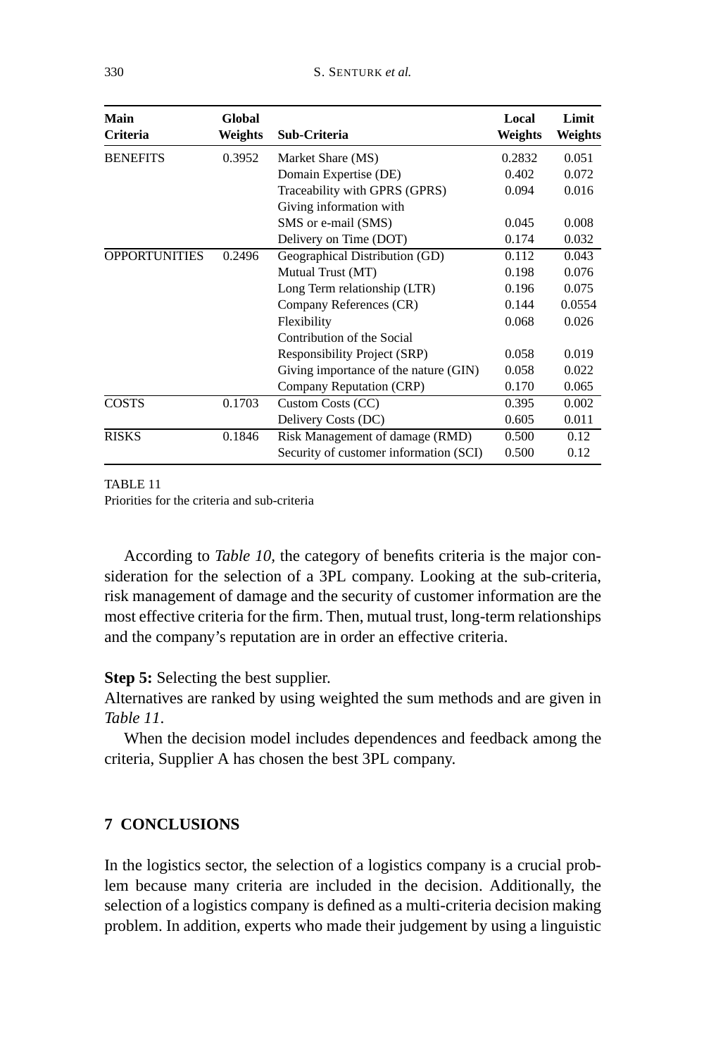| Main Criteria | Global Weights | Sub-Criteria | Local Weights | Limit Weights |
|---|---|---|---|---|
| BENEFITS | 0.3952 | Market Share (MS) | 0.2832 | 0.051 |
| | | Domain Expertise (DE) | 0.402 | 0.072 |
| | | Traceability with GPRS (GPRS) | 0.094 | 0.016 |
| | | Giving information with SMS or e-mail (SMS) | 0.045 | 0.008 |
| | | Delivery on Time (DOT) | 0.174 | 0.032 |
| OPPORTUNITIES | 0.2496 | Geographical Distribution (GD) | 0.112 | 0.043 |
| | | Mutual Trust (MT) | 0.198 | 0.076 |
| | | Long Term relationship (LTR) | 0.196 | 0.075 |
| | | Company References (CR) | 0.144 | 0.0554 |
| | | Flexibility | 0.068 | 0.026 |
| | | Contribution of the Social Responsibility Project (SRP) | 0.058 | 0.019 |
| | | Giving importance of the nature (GIN) | 0.058 | 0.022 |
| | | Company Reputation (CRP) | 0.170 | 0.065 |
| COSTS | 0.1703 | Custom Costs (CC) | 0.395 | 0.002 |
| | | Delivery Costs (DC) | 0.605 | 0.011 |
| RISKS | 0.1846 | Risk Management of damage (RMD) | 0.500 | 0.12 |
| | | Security of customer information (SCI) | 0.500 | 0.12 |

TABLE 11
Priorities for the criteria and sub-criteria

According to *Table 10*, the category of benefits criteria is the major consideration for the selection of a 3PL company. Looking at the sub-criteria, risk management of damage and the security of customer information are the most effective criteria for the firm. Then, mutual trust, long-term relationships and the company's reputation are in order an effective criteria.

**Step 5:** Selecting the best supplier.

Alternatives are ranked by using weighted the sum methods and are given in *Table 11*.

When the decision model includes dependences and feedback among the criteria, Supplier A has chosen the best 3PL company.

## 7 CONCLUSIONS

In the logistics sector, the selection of a logistics company is a crucial problem because many criteria are included in the decision. Additionally, the selection of a logistics company is defined as a multi-criteria decision making problem. In addition, experts who made their judgement by using a linguistic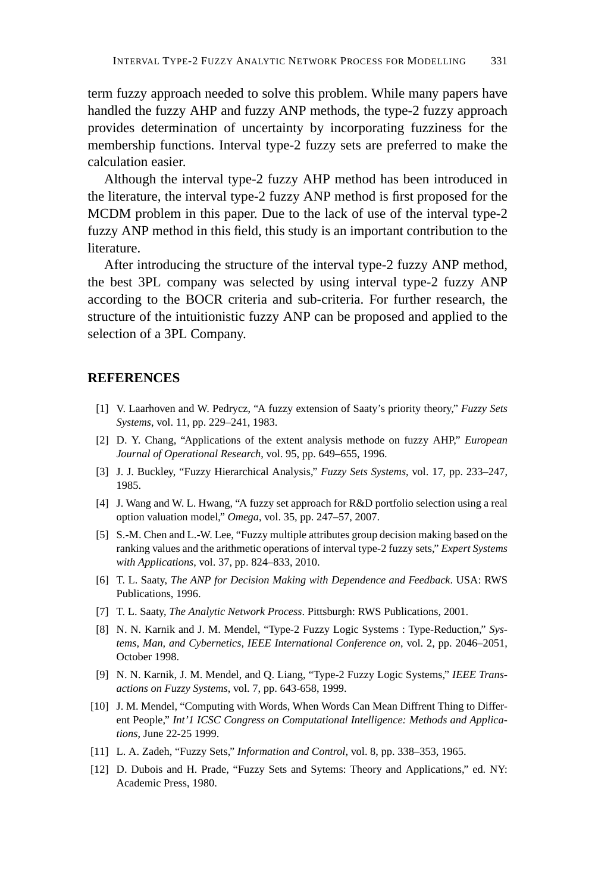term fuzzy approach needed to solve this problem. While many papers have handled the fuzzy AHP and fuzzy ANP methods, the type-2 fuzzy approach provides determination of uncertainty by incorporating fuzziness for the membership functions. Interval type-2 fuzzy sets are preferred to make the calculation easier.

Although the interval type-2 fuzzy AHP method has been introduced in the literature, the interval type-2 fuzzy ANP method is first proposed for the MCDM problem in this paper. Due to the lack of use of the interval type-2 fuzzy ANP method in this field, this study is an important contribution to the literature.

After introducing the structure of the interval type-2 fuzzy ANP method, the best 3PL company was selected by using interval type-2 fuzzy ANP according to the BOCR criteria and sub-criteria. For further research, the structure of the intuitionistic fuzzy ANP can be proposed and applied to the selection of a 3PL Company.

## REFERENCES

[1] V. Laarhoven and W. Pedrycz, "A fuzzy extension of Saaty's priority theory," *Fuzzy Sets Systems*, vol. 11, pp. 229–241, 1983.

[2] D. Y. Chang, "Applications of the extent analysis methode on fuzzy AHP," *European Journal of Operational Research*, vol. 95, pp. 649–655, 1996.

[3] J. J. Buckley, "Fuzzy Hierarchical Analysis," *Fuzzy Sets Systems*, vol. 17, pp. 233–247, 1985.

[4] J. Wang and W. L. Hwang, "A fuzzy set approach for R&D portfolio selection using a real option valuation model," *Omega*, vol. 35, pp. 247–57, 2007.

[5] S.-M. Chen and L.-W. Lee, "Fuzzy multiple attributes group decision making based on the ranking values and the arithmetic operations of interval type-2 fuzzy sets," *Expert Systems with Applications*, vol. 37, pp. 824–833, 2010.

[6] T. L. Saaty, *The ANP for Decision Making with Dependence and Feedback*. USA: RWS Publications, 1996.

[7] T. L. Saaty, *The Analytic Network Process*. Pittsburgh: RWS Publications, 2001.

[8] N. N. Karnik and J. M. Mendel, "Type-2 Fuzzy Logic Systems : Type-Reduction," *Systems, Man, and Cybernetics, IEEE International Conference on*, vol. 2, pp. 2046–2051, October 1998.

[9] N. N. Karnik, J. M. Mendel, and Q. Liang, "Type-2 Fuzzy Logic Systems," *IEEE Transactions on Fuzzy Systems*, vol. 7, pp. 643-658, 1999.

[10] J. M. Mendel, "Computing with Words, When Words Can Mean Diffrent Thing to Different People," *Int'1 ICSC Congress on Computational Intelligence: Methods and Applications*, June 22-25 1999.

[11] L. A. Zadeh, "Fuzzy Sets," *Information and Control*, vol. 8, pp. 338–353, 1965.

[12] D. Dubois and H. Prade, "Fuzzy Sets and Sytems: Theory and Applications," ed. NY: Academic Press, 1980.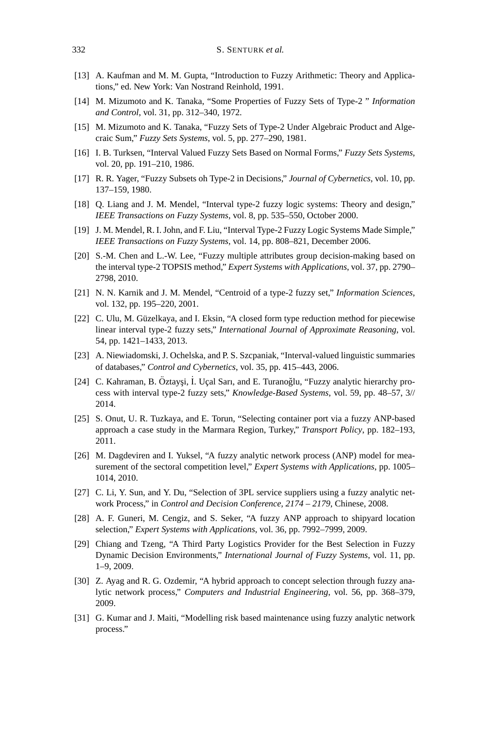[13] A. Kaufman and M. M. Gupta, "Introduction to Fuzzy Arithmetic: Theory and Applications," ed. New York: Van Nostrand Reinhold, 1991.

[14] M. Mizumoto and K. Tanaka, "Some Properties of Fuzzy Sets of Type-2 " *Information and Control*, vol. 31, pp. 312–340, 1972.

[15] M. Mizumoto and K. Tanaka, "Fuzzy Sets of Type-2 Under Algebraic Product and Algecraic Sum," *Fuzzy Sets Systems*, vol. 5, pp. 277–290, 1981.

[16] I. B. Turksen, "Interval Valued Fuzzy Sets Based on Normal Forms," *Fuzzy Sets Systems*, vol. 20, pp. 191–210, 1986.

[17] R. R. Yager, "Fuzzy Subsets oh Type-2 in Decisions," *Journal of Cybernetics*, vol. 10, pp. 137–159, 1980.

[18] Q. Liang and J. M. Mendel, "Interval type-2 fuzzy logic systems: Theory and design," *IEEE Transactions on Fuzzy Systems*, vol. 8, pp. 535–550, October 2000.

[19] J. M. Mendel, R. I. John, and F. Liu, "Interval Type-2 Fuzzy Logic Systems Made Simple," *IEEE Transactions on Fuzzy Systems*, vol. 14, pp. 808–821, December 2006.

[20] S.-M. Chen and L.-W. Lee, "Fuzzy multiple attributes group decision-making based on the interval type-2 TOPSIS method," *Expert Systems with Applications*, vol. 37, pp. 2790–2798, 2010.

[21] N. N. Karnik and J. M. Mendel, "Centroid of a type-2 fuzzy set," *Information Sciences*, vol. 132, pp. 195–220, 2001.

[22] C. Ulu, M. Güzelkaya, and I. Eksin, "A closed form type reduction method for piecewise linear interval type-2 fuzzy sets," *International Journal of Approximate Reasoning*, vol. 54, pp. 1421–1433, 2013.

[23] A. Niewiadomski, J. Ochelska, and P. S. Szczpaniak, "Interval-valued linguistic summaries of databases," *Control and Cybernetics*, vol. 35, pp. 415–443, 2006.

[24] C. Kahraman, B. Öztayşi, İ. Uçal Sarı, and E. Turanoğlu, "Fuzzy analytic hierarchy process with interval type-2 fuzzy sets," *Knowledge-Based Systems*, vol. 59, pp. 48–57, 3// 2014.

[25] S. Onut, U. R. Tuzkaya, and E. Torun, "Selecting container port via a fuzzy ANP-based approach a case study in the Marmara Region, Turkey," *Transport Policy*, pp. 182–193, 2011.

[26] M. Dagdeviren and I. Yuksel, "A fuzzy analytic network process (ANP) model for measurement of the sectoral competition level," *Expert Systems with Applications*, pp. 1005–1014, 2010.

[27] C. Li, Y. Sun, and Y. Du, "Selection of 3PL service suppliers using a fuzzy analytic network Process," in *Control and Decision Conference, 2174 – 2179*, Chinese, 2008.

[28] A. F. Guneri, M. Cengiz, and S. Seker, "A fuzzy ANP approach to shipyard location selection," *Expert Systems with Applications*, vol. 36, pp. 7992–7999, 2009.

[29] Chiang and Tzeng, "A Third Party Logistics Provider for the Best Selection in Fuzzy Dynamic Decision Environments," *International Journal of Fuzzy Systems*, vol. 11, pp. 1–9, 2009.

[30] Z. Ayag and R. G. Ozdemir, "A hybrid approach to concept selection through fuzzy analytic network process," *Computers and Industrial Engineering*, vol. 56, pp. 368–379, 2009.

[31] G. Kumar and J. Maiti, "Modelling risk based maintenance using fuzzy analytic network process."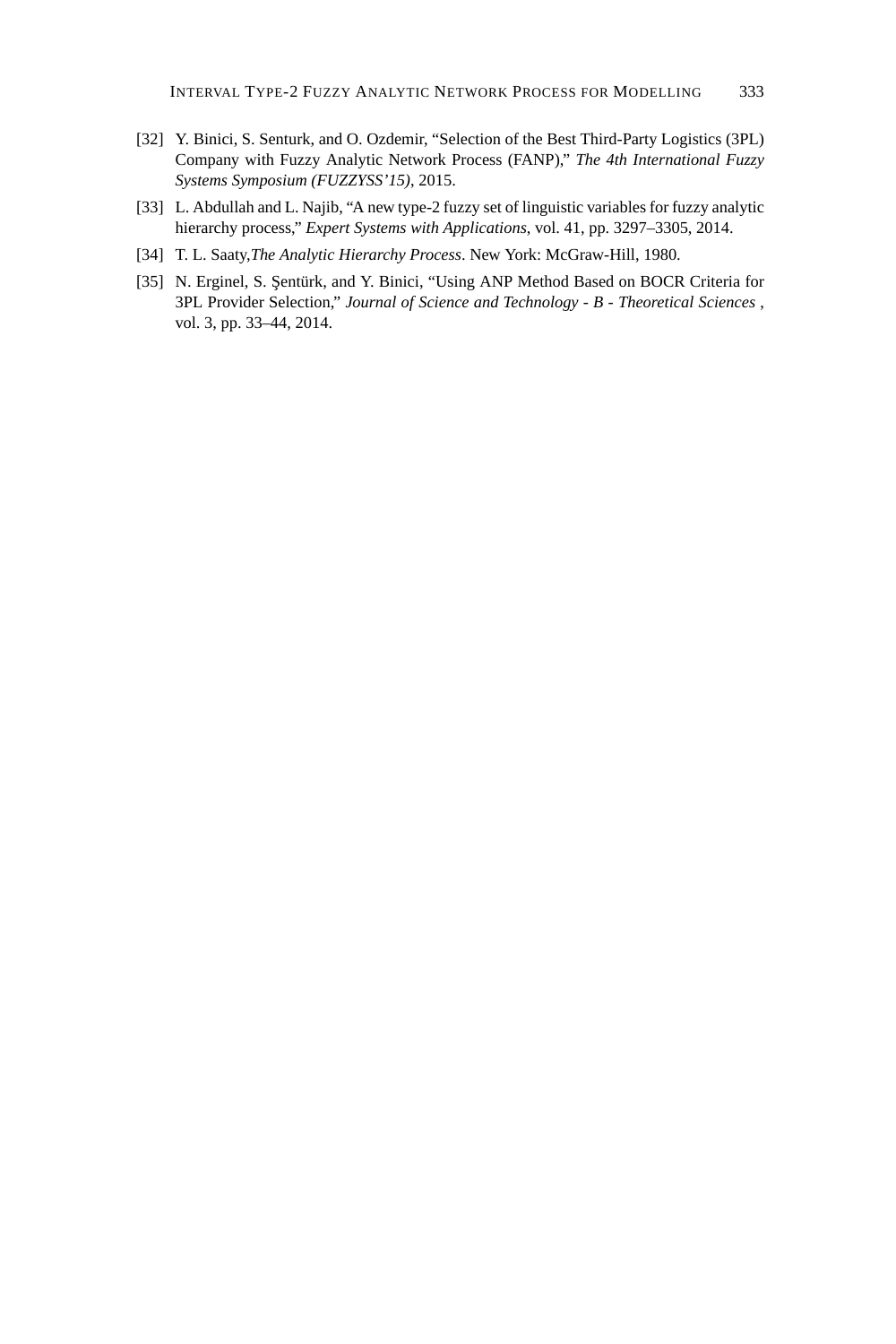[32] Y. Binici, S. Senturk, and O. Ozdemir, “Selection of the Best Third-Party Logistics (3PL) Company with Fuzzy Analytic Network Process (FANP),” *The 4th International Fuzzy Systems Symposium (FUZZYSS’15)*, 2015.

[33] L. Abdullah and L. Najib, “A new type-2 fuzzy set of linguistic variables for fuzzy analytic hierarchy process,” *Expert Systems with Applications*, vol. 41, pp. 3297–3305, 2014.

[34] T. L. Saaty,*The Analytic Hierarchy Process*. New York: McGraw-Hill, 1980.

[35] N. Erginel, S. Şentürk, and Y. Binici, “Using ANP Method Based on BOCR Criteria for 3PL Provider Selection,” *Journal of Science and Technology - B - Theoretical Sciences* , vol. 3, pp. 33–44, 2014.